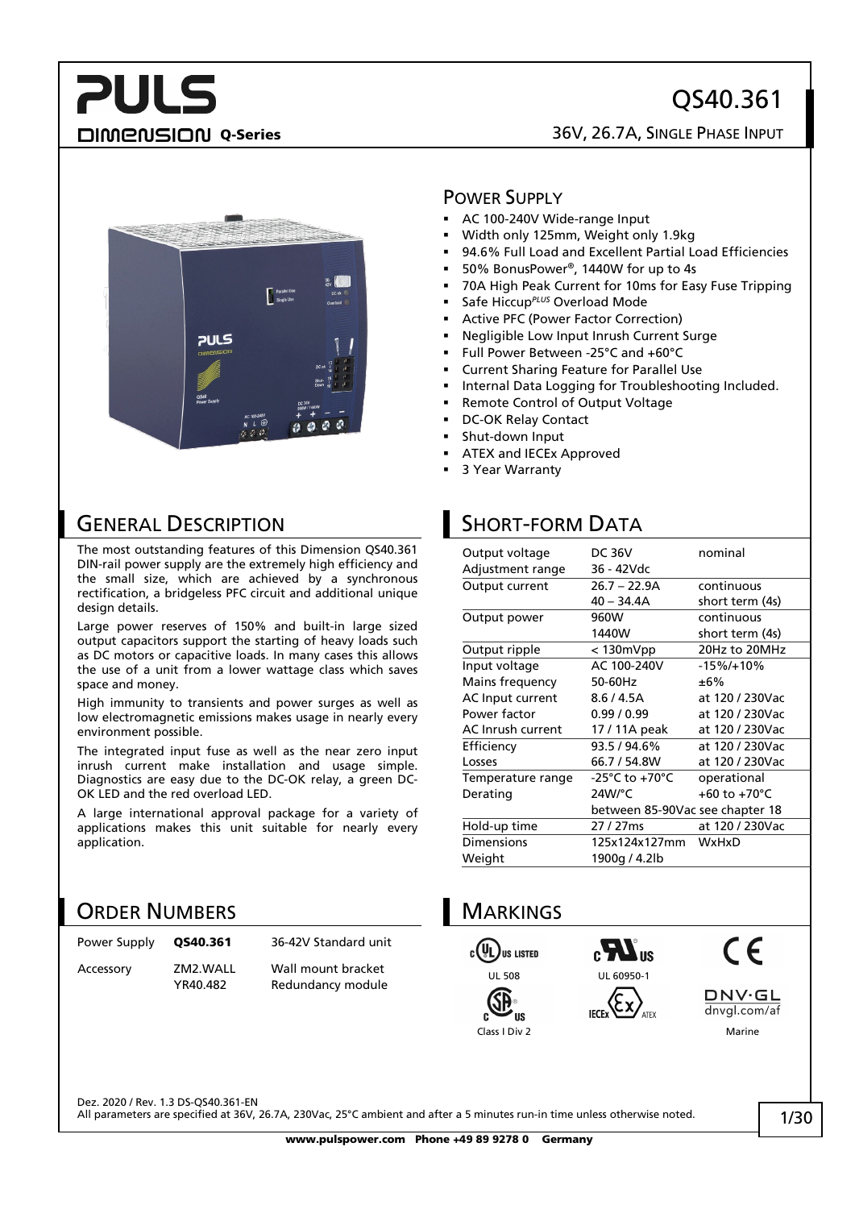# QS40.361

**DIMENSION Q-Series**

36V, 26.7A, SINGLE PHASE INPUT

## POWER SUPPLY

- AC 100-240V Wide-range Input
- Width only 125mm, Weight only 1.9kg
- 94.6% Full Load and Excellent Partial Load Efficiencies
- 50% BonusPower®, 1440W for up to 4s
- 70A High Peak Current for 10ms for Easy Fuse Tripping
- Safe Hiccup*PLUS* Overload Mode
- Active PFC (Power Factor Correction)
- Negligible Low Input Inrush Current Surge
- Full Power Between -25°C and +60°C
- Current Sharing Feature for Parallel Use
- Internal Data Logging for Troubleshooting Included.
- Remote Control of Output Voltage
- DC-OK Relay Contact
- Shut-down Input
- ATEX and IECEx Approved
- 3 Year Warranty

## GENERAL DESCRIPTION

The most outstanding features of this Dimension QS40.361 DIN-rail power supply are the extremely high efficiency and the small size, which are achieved by a synchronous rectification, a bridgeless PFC circuit and additional unique design details.

Large power reserves of 150% and built-in large sized output capacitors support the starting of heavy loads such as DC motors or capacitive loads. In many cases this allows the use of a unit from a lower wattage class which saves space and money.

High immunity to transients and power surges as well as low electromagnetic emissions makes usage in nearly every environment possible.

The integrated input fuse as well as the near zero input inrush current make installation and usage simple. Diagnostics are easy due to the DC-OK relay, a green DC-OK LED and the red overload LED.

A large international approval package for a variety of applications makes this unit suitable for nearly every application.

## SHORT-FORM DATA

| | | |
|---|---|---|
| Output voltage | DC 36V | nominal |
| Adjustment range | 36 - 42Vdc | |
| Output current | 26.7 – 22.9A | continuous |
| | 40 – 34.4A | short term (4s) |
| Output power | 960W | continuous |
| | 1440W | short term (4s) |
| Output ripple | < 130mVpp | 20Hz to 20MHz |
| Input voltage | AC 100-240V | -15%/+10% |
| Mains frequency | 50-60Hz | ±6% |
| AC Input current | 8.6 / 4.5A | at 120 / 230Vac |
| Power factor | 0.99 / 0.99 | at 120 / 230Vac |
| AC Inrush current | 17 / 11A peak | at 120 / 230Vac |
| Efficiency | 93.5 / 94.6% | at 120 / 230Vac |
| Losses | 66.7 / 54.8W | at 120 / 230Vac |
| Temperature range | -25°C to +70°C | operational |
| Derating | 24W/°C | +60 to +70°C |
| | between 85-90Vac see chapter 18 | |
| Hold-up time | 27 / 27ms | at 120 / 230Vac |
| Dimensions | 125x124x127mm | WxHxD |
| Weight | 1900g / 4.2lb | |

## ORDER NUMBERS

| | | |
|---|---|---|
| Power Supply | **QS40.361** | 36-42V Standard unit |
| Accessory | ZM2.WALL | Wall mount bracket |
| | YR40.482 | Redundancy module |

## MARKINGS

UL 508

UL 60950-1

CE

Class I Div 2

IECEx ATEX

DNV·GL dnvgl.com/af Marine

Dez. 2020 / Rev. 1.3 DS-QS40.361-EN

All parameters are specified at 36V, 26.7A, 230Vac, 25°C ambient and after a 5 minutes run-in time unless otherwise noted.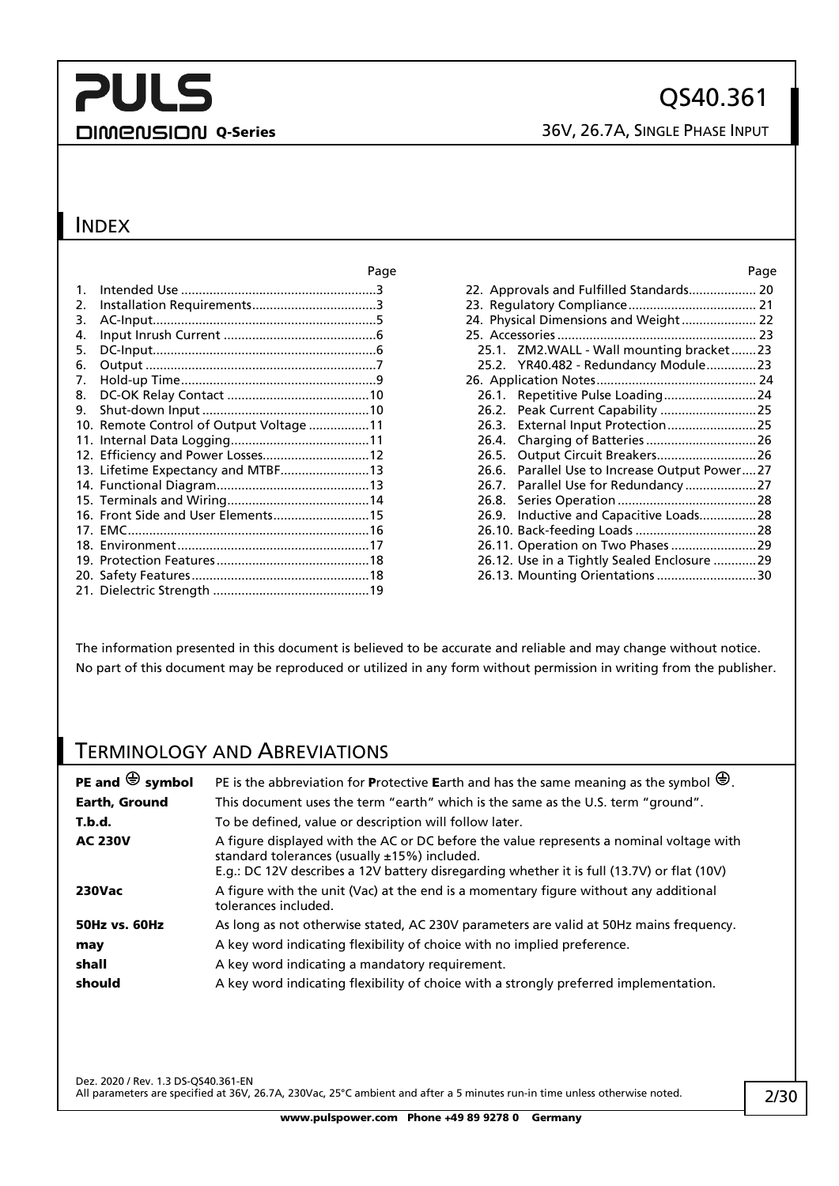## INDEX

| | Page |
|---|---|
| 1. Intended Use | 3 |
| 2. Installation Requirements | 3 |
| 3. AC-Input | 5 |
| 4. Input Inrush Current | 6 |
| 5. DC-Input | 6 |
| 6. Output | 7 |
| 7. Hold-up Time | 9 |
| 8. DC-OK Relay Contact | 10 |
| 9. Shut-down Input | 10 |
| 10. Remote Control of Output Voltage | 11 |
| 11. Internal Data Logging | 11 |
| 12. Efficiency and Power Losses | 12 |
| 13. Lifetime Expectancy and MTBF | 13 |
| 14. Functional Diagram | 13 |
| 15. Terminals and Wiring | 14 |
| 16. Front Side and User Elements | 15 |
| 17. EMC | 16 |
| 18. Environment | 17 |
| 19. Protection Features | 18 |
| 20. Safety Features | 18 |
| 21. Dielectric Strength | 19 |
| 22. Approvals and Fulfilled Standards | 20 |
| 23. Regulatory Compliance | 21 |
| 24. Physical Dimensions and Weight | 22 |
| 25. Accessories | 23 |
| 25.1. ZM2.WALL - Wall mounting bracket | 23 |
| 25.2. YR40.482 - Redundancy Module | 23 |
| 26. Application Notes | 24 |
| 26.1. Repetitive Pulse Loading | 24 |
| 26.2. Peak Current Capability | 25 |
| 26.3. External Input Protection | 25 |
| 26.4. Charging of Batteries | 26 |
| 26.5. Output Circuit Breakers | 26 |
| 26.6. Parallel Use to Increase Output Power | 27 |
| 26.7. Parallel Use for Redundancy | 27 |
| 26.8. Series Operation | 28 |
| 26.9. Inductive and Capacitive Loads | 28 |
| 26.10. Back-feeding Loads | 28 |
| 26.11. Operation on Two Phases | 29 |
| 26.12. Use in a Tightly Sealed Enclosure | 29 |
| 26.13. Mounting Orientations | 30 |

The information presented in this document is believed to be accurate and reliable and may change without notice.
No part of this document may be reproduced or utilized in any form without permission in writing from the publisher.

## TERMINOLOGY AND ABREVIATIONS

| | |
|---|---|
| **PE and ⏚ symbol** | PE is the abbreviation for **P**rotective **E**arth and has the same meaning as the symbol ⏚. |
| **Earth, Ground** | This document uses the term "earth" which is the same as the U.S. term "ground". |
| **T.b.d.** | To be defined, value or description will follow later. |
| **AC 230V** | A figure displayed with the AC or DC before the value represents a nominal voltage with standard tolerances (usually ±15%) included. E.g.: DC 12V describes a 12V battery disregarding whether it is full (13.7V) or flat (10V) |
| **230Vac** | A figure with the unit (Vac) at the end is a momentary figure without any additional tolerances included. |
| **50Hz vs. 60Hz** | As long as not otherwise stated, AC 230V parameters are valid at 50Hz mains frequency. |
| **may** | A key word indicating flexibility of choice with no implied preference. |
| **shall** | A key word indicating a mandatory requirement. |
| **should** | A key word indicating flexibility of choice with a strongly preferred implementation. |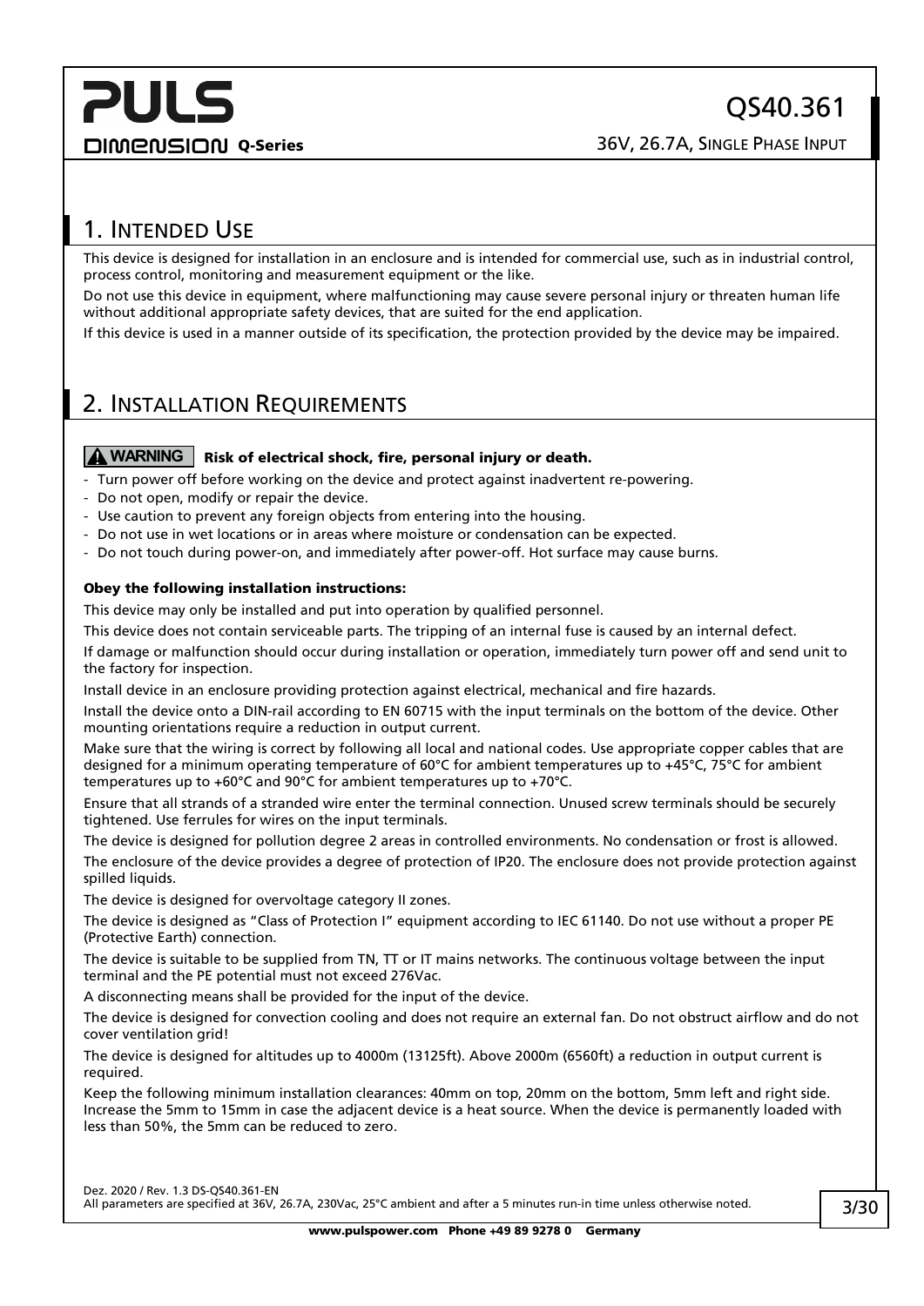## 1. Intended Use

This device is designed for installation in an enclosure and is intended for commercial use, such as in industrial control, process control, monitoring and measurement equipment or the like.

Do not use this device in equipment, where malfunctioning may cause severe personal injury or threaten human life without additional appropriate safety devices, that are suited for the end application.

If this device is used in a manner outside of its specification, the protection provided by the device may be impaired.

## 2. Installation Requirements

**⚠ WARNING** **Risk of electrical shock, fire, personal injury or death.**

- Turn power off before working on the device and protect against inadvertent re-powering.
- Do not open, modify or repair the device.
- Use caution to prevent any foreign objects from entering into the housing.
- Do not use in wet locations or in areas where moisture or condensation can be expected.
- Do not touch during power-on, and immediately after power-off. Hot surface may cause burns.

**Obey the following installation instructions:**

This device may only be installed and put into operation by qualified personnel.

This device does not contain serviceable parts. The tripping of an internal fuse is caused by an internal defect.

If damage or malfunction should occur during installation or operation, immediately turn power off and send unit to the factory for inspection.

Install device in an enclosure providing protection against electrical, mechanical and fire hazards.

Install the device onto a DIN-rail according to EN 60715 with the input terminals on the bottom of the device. Other mounting orientations require a reduction in output current.

Make sure that the wiring is correct by following all local and national codes. Use appropriate copper cables that are designed for a minimum operating temperature of 60°C for ambient temperatures up to +45°C, 75°C for ambient temperatures up to +60°C and 90°C for ambient temperatures up to +70°C.

Ensure that all strands of a stranded wire enter the terminal connection. Unused screw terminals should be securely tightened. Use ferrules for wires on the input terminals.

The device is designed for pollution degree 2 areas in controlled environments. No condensation or frost is allowed.

The enclosure of the device provides a degree of protection of IP20. The enclosure does not provide protection against spilled liquids.

The device is designed for overvoltage category II zones.

The device is designed as "Class of Protection I" equipment according to IEC 61140. Do not use without a proper PE (Protective Earth) connection.

The device is suitable to be supplied from TN, TT or IT mains networks. The continuous voltage between the input terminal and the PE potential must not exceed 276Vac.

A disconnecting means shall be provided for the input of the device.

The device is designed for convection cooling and does not require an external fan. Do not obstruct airflow and do not cover ventilation grid!

The device is designed for altitudes up to 4000m (13125ft). Above 2000m (6560ft) a reduction in output current is required.

Keep the following minimum installation clearances: 40mm on top, 20mm on the bottom, 5mm left and right side. Increase the 5mm to 15mm in case the adjacent device is a heat source. When the device is permanently loaded with less than 50%, the 5mm can be reduced to zero.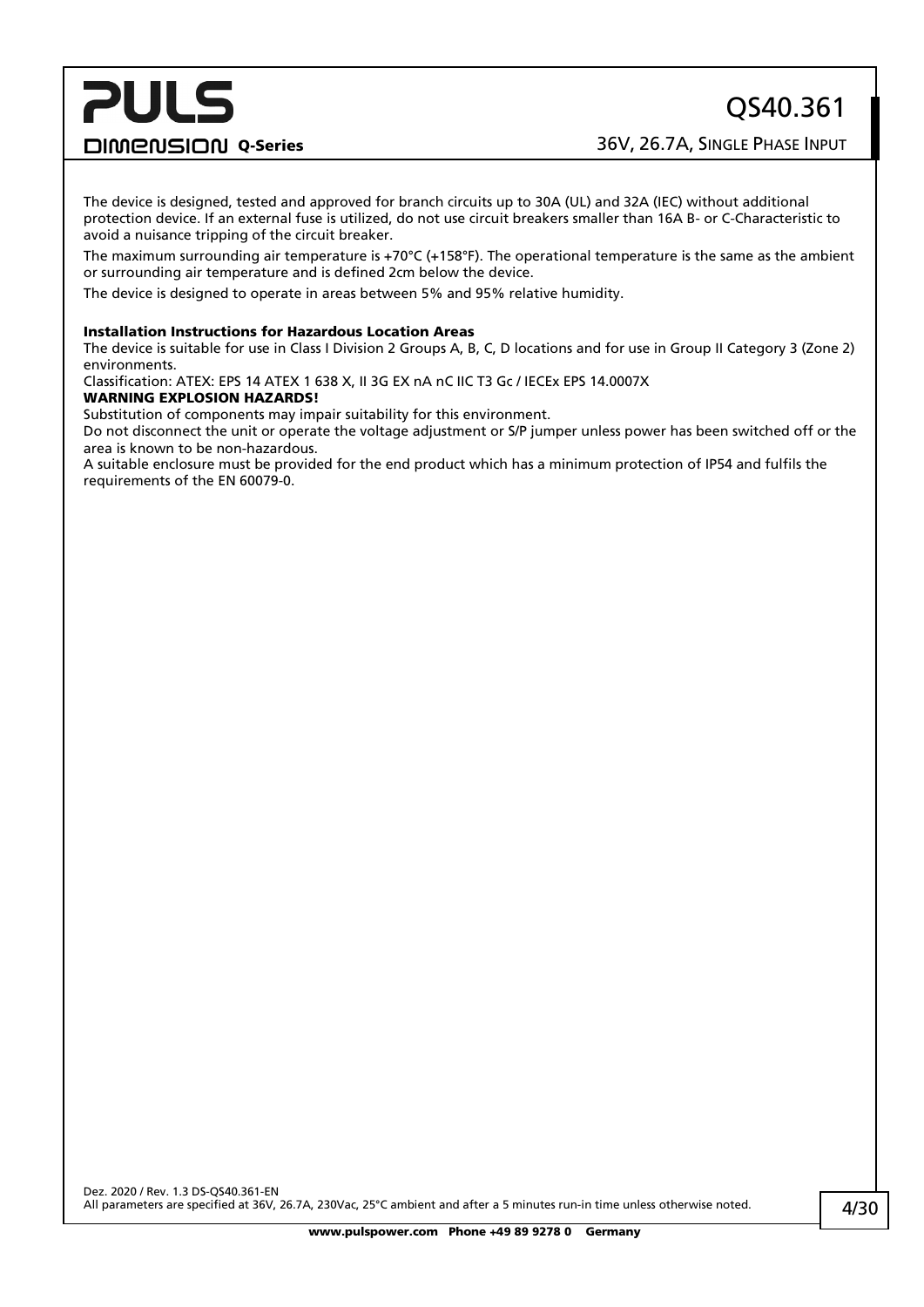The device is designed, tested and approved for branch circuits up to 30A (UL) and 32A (IEC) without additional protection device. If an external fuse is utilized, do not use circuit breakers smaller than 16A B- or C-Characteristic to avoid a nuisance tripping of the circuit breaker.

The maximum surrounding air temperature is +70°C (+158°F). The operational temperature is the same as the ambient or surrounding air temperature and is defined 2cm below the device.

The device is designed to operate in areas between 5% and 95% relative humidity.

**Installation Instructions for Hazardous Location Areas**

The device is suitable for use in Class I Division 2 Groups A, B, C, D locations and for use in Group II Category 3 (Zone 2) environments.

Classification: ATEX: EPS 14 ATEX 1 638 X, II 3G EX nA nC IIC T3 Gc / IECEx EPS 14.0007X

**WARNING EXPLOSION HAZARDS!**

Substitution of components may impair suitability for this environment.

Do not disconnect the unit or operate the voltage adjustment or S/P jumper unless power has been switched off or the area is known to be non-hazardous.

A suitable enclosure must be provided for the end product which has a minimum protection of IP54 and fulfils the requirements of the EN 60079-0.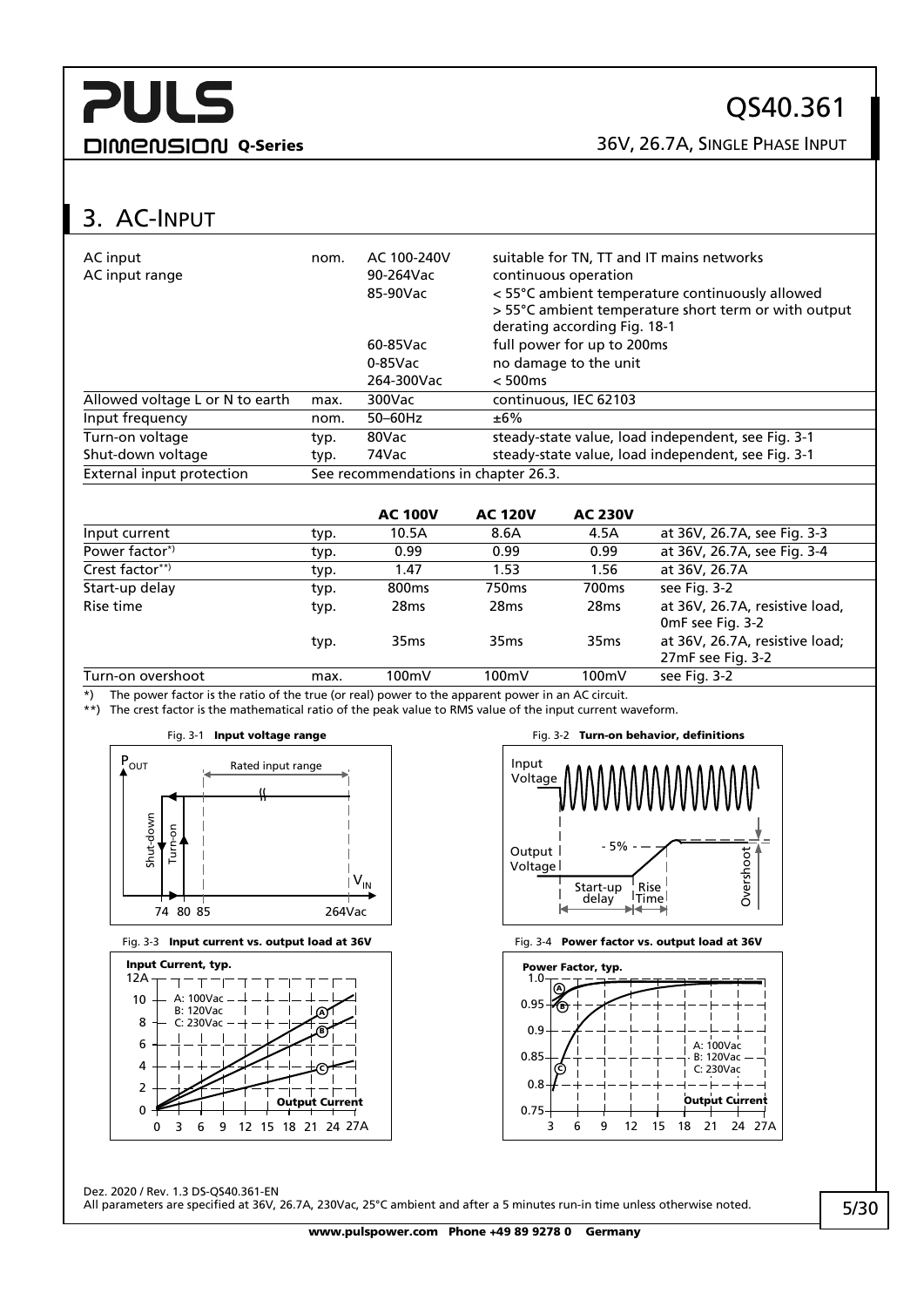## 3. AC-Input

| | | | |
|---|---|---|---|
| AC input | nom. | AC 100-240V | suitable for TN, TT and IT mains networks |
| AC input range | | 90-264Vac | continuous operation |
| | | 85-90Vac | < 55°C ambient temperature continuously allowed<br>> 55°C ambient temperature short term or with output derating according Fig. 18-1 |
| | | 60-85Vac | full power for up to 200ms |
| | | 0-85Vac | no damage to the unit |
| | | 264-300Vac | < 500ms |
| Allowed voltage L or N to earth | max. | 300Vac | continuous, IEC 62103 |
| Input frequency | nom. | 50–60Hz | ±6% |
| Turn-on voltage | typ. | 80Vac | steady-state value, load independent, see Fig. 3-1 |
| Shut-down voltage | typ. | 74Vac | steady-state value, load independent, see Fig. 3-1 |
| External input protection | | See recommendations in chapter 26.3. | |

| | | **AC 100V** | **AC 120V** | **AC 230V** | |
|---|---|---|---|---|---|
| Input current | typ. | 10.5A | 8.6A | 4.5A | at 36V, 26.7A, see Fig. 3-3 |
| Power factor*) | typ. | 0.99 | 0.99 | 0.99 | at 36V, 26.7A, see Fig. 3-4 |
| Crest factor**) | typ. | 1.47 | 1.53 | 1.56 | at 36V, 26.7A |
| Start-up delay | typ. | 800ms | 750ms | 700ms | see Fig. 3-2 |
| Rise time | typ. | 28ms | 28ms | 28ms | at 36V, 26.7A, resistive load, 0mF see Fig. 3-2 |
| | typ. | 35ms | 35ms | 35ms | at 36V, 26.7A, resistive load; 27mF see Fig. 3-2 |
| Turn-on overshoot | max. | 100mV | 100mV | 100mV | see Fig. 3-2 |

*) The power factor is the ratio of the true (or real) power to the apparent power in an AC circuit.

**) The crest factor is the mathematical ratio of the peak value to RMS value of the input current waveform.

Fig. 3-1 **Input voltage range**

Fig. 3-2 **Turn-on behavior, definitions**

Fig. 3-3 **Input current vs. output load at 36V**

Fig. 3-4 **Power factor vs. output load at 36V**

Dez. 2020 / Rev. 1.3 DS-QS40.361-EN

All parameters are specified at 36V, 26.7A, 230Vac, 25°C ambient and after a 5 minutes run-in time unless otherwise noted.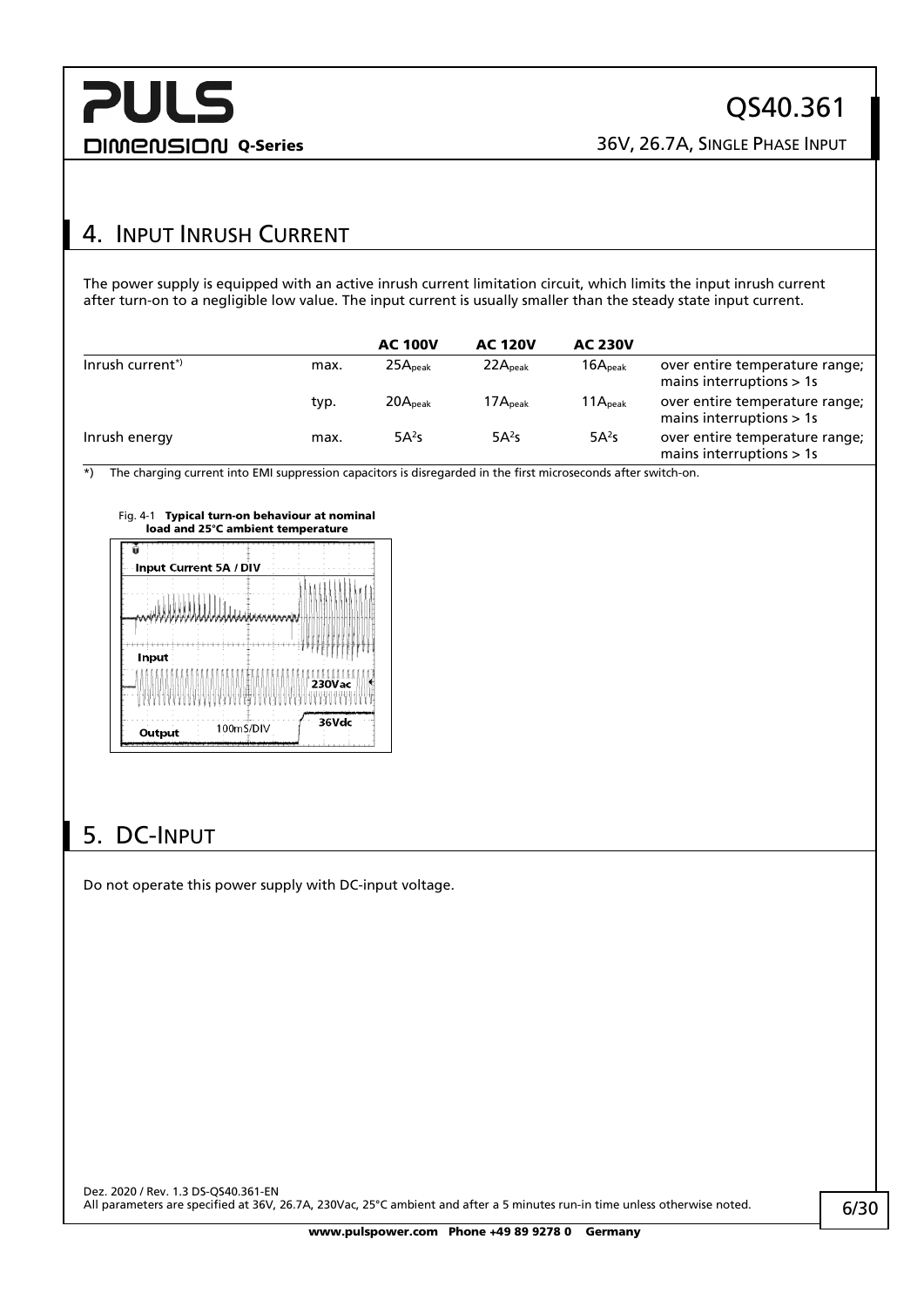## 4. Input Inrush Current

The power supply is equipped with an active inrush current limitation circuit, which limits the input inrush current after turn-on to a negligible low value. The input current is usually smaller than the steady state input current.

| | | AC 100V | AC 120V | AC 230V | |
|---|---|---|---|---|---|
| Inrush current*) | max. | $25A_{peak}$ | $22A_{peak}$ | $16A_{peak}$ | over entire temperature range; mains interruptions > 1s |
| | typ. | $20A_{peak}$ | $17A_{peak}$ | $11A_{peak}$ | over entire temperature range; mains interruptions > 1s |
| Inrush energy | max. | $5A^2s$ | $5A^2s$ | $5A^2s$ | over entire temperature range; mains interruptions > 1s |

*) The charging current into EMI suppression capacitors is disregarded in the first microseconds after switch-on.

Fig. 4-1 **Typical turn-on behaviour at nominal load and 25°C ambient temperature**

Input Current 5A / DIV

Input 230Vac

Output 36Vdc

100mS/DIV

## 5. DC-Input

Do not operate this power supply with DC-input voltage.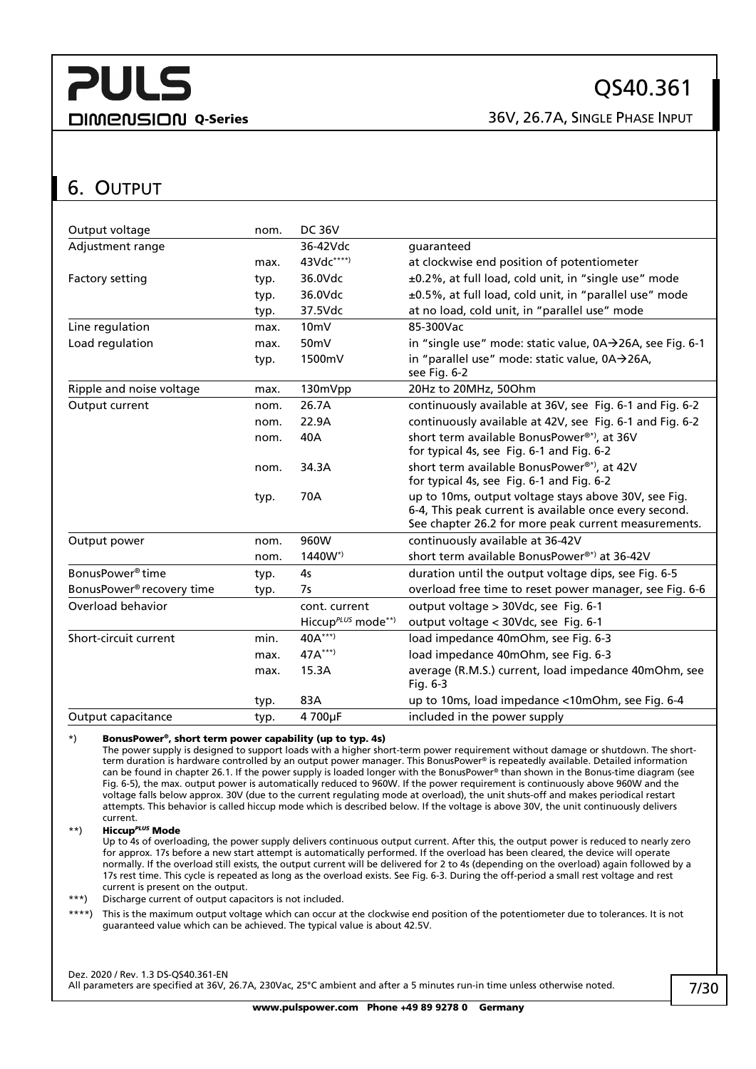## 6. Output

| | | | |
|---|---|---|---|
| Output voltage | nom. | DC 36V | |
| Adjustment range | | 36-42Vdc | guaranteed |
| | max. | 43Vdc****) | at clockwise end position of potentiometer |
| Factory setting | typ. | 36.0Vdc | ±0.2%, at full load, cold unit, in "single use" mode |
| | typ. | 36.0Vdc | ±0.5%, at full load, cold unit, in "parallel use" mode |
| | typ. | 37.5Vdc | at no load, cold unit, in "parallel use" mode |
| Line regulation | max. | 10mV | 85-300Vac |
| Load regulation | max. | 50mV | in "single use" mode: static value, 0A→26A, see Fig. 6-1 |
| | typ. | 1500mV | in "parallel use" mode: static value, 0A→26A, see Fig. 6-2 |
| Ripple and noise voltage | max. | 130mVpp | 20Hz to 20MHz, 50Ohm |
| Output current | nom. | 26.7A | continuously available at 36V, see Fig. 6-1 and Fig. 6-2 |
| | nom. | 22.9A | continuously available at 42V, see Fig. 6-1 and Fig. 6-2 |
| | nom. | 40A | short term available BonusPower®*), at 36V for typical 4s, see Fig. 6-1 and Fig. 6-2 |
| | nom. | 34.3A | short term available BonusPower®*), at 42V for typical 4s, see Fig. 6-1 and Fig. 6-2 |
| | typ. | 70A | up to 10ms, output voltage stays above 30V, see Fig. 6-4, This peak current is available once every second. See chapter 26.2 for more peak current measurements. |
| Output power | nom. | 960W | continuously available at 36-42V |
| | nom. | 1440W*) | short term available BonusPower®*) at 36-42V |
| BonusPower® time | typ. | 4s | duration until the output voltage dips, see Fig. 6-5 |
| BonusPower® recovery time | typ. | 7s | overload free time to reset power manager, see Fig. 6-6 |
| Overload behavior | | cont. current | output voltage > 30Vdc, see Fig. 6-1 |
| | | Hiccup*PLUS* mode**) | output voltage < 30Vdc, see Fig. 6-1 |
| Short-circuit current | min. | 40A***) | load impedance 40mOhm, see Fig. 6-3 |
| | max. | 47A***) | load impedance 40mOhm, see Fig. 6-3 |
| | max. | 15.3A | average (R.M.S.) current, load impedance 40mOhm, see Fig. 6-3 |
| | typ. | 83A | up to 10ms, load impedance <10mOhm, see Fig. 6-4 |
| Output capacitance | typ. | 4 700µF | included in the power supply |

*) **BonusPower®, short term power capability (up to typ. 4s)**
The power supply is designed to support loads with a higher short-term power requirement without damage or shutdown. The short-term duration is hardware controlled by an output power manager. This BonusPower® is repeatedly available. Detailed information can be found in chapter 26.1. If the power supply is loaded longer with the BonusPower® than shown in the Bonus-time diagram (see Fig. 6-5), the max. output power is automatically reduced to 960W. If the power requirement is continuously above 960W and the voltage falls below approx. 30V (due to the current regulating mode at overload), the unit shuts-off and makes periodical restart attempts. This behavior is called hiccup mode which is described below. If the voltage is above 30V, the unit continuously delivers current.

**) **Hiccup*PLUS* Mode**
Up to 4s of overloading, the power supply delivers continuous output current. After this, the output power is reduced to nearly zero for approx. 17s before a new start attempt is automatically performed. If the overload has been cleared, the device will operate normally. If the overload still exists, the output current will be delivered for 2 to 4s (depending on the overload) again followed by a 17s rest time. This cycle is repeated as long as the overload exists. See Fig. 6-3. During the off-period a small rest voltage and rest current is present on the output.

***) Discharge current of output capacitors is not included.

****) This is the maximum output voltage which can occur at the clockwise end position of the potentiometer due to tolerances. It is not guaranteed value which can be achieved. The typical value is about 42.5V.

Dez. 2020 / Rev. 1.3 DS-QS40.361-EN
All parameters are specified at 36V, 26.7A, 230Vac, 25°C ambient and after a 5 minutes run-in time unless otherwise noted.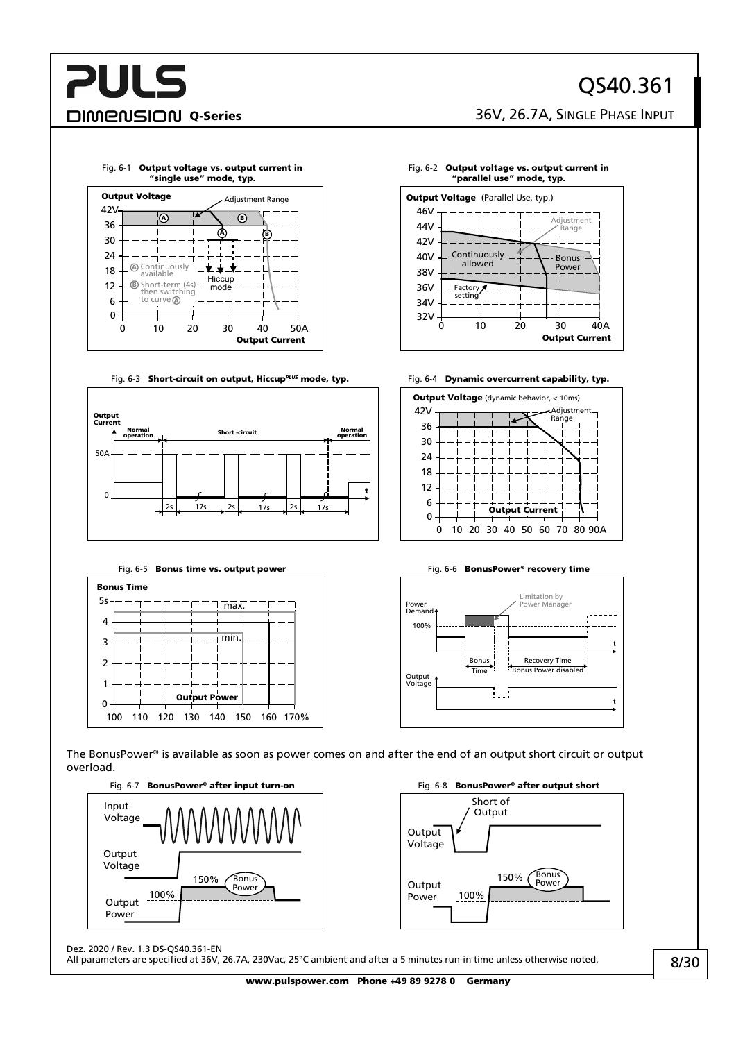Fig. 6-1 **Output voltage vs. output current in "single use" mode, typ.**

Fig. 6-2 **Output voltage vs. output current in "parallel use" mode, typ.**

Fig. 6-3 **Short-circuit on output, Hiccup*PLUS* mode, typ.**

Fig. 6-4 **Dynamic overcurrent capability, typ.**

Fig. 6-5 **Bonus time vs. output power**

Fig. 6-6 **BonusPower® recovery time**

The BonusPower® is available as soon as power comes on and after the end of an output short circuit or output overload.

Fig. 6-7 **BonusPower® after input turn-on**

Fig. 6-8 **BonusPower® after output short**

Dez. 2020 / Rev. 1.3 DS-QS40.361-EN

All parameters are specified at 36V, 26.7A, 230Vac, 25°C ambient and after a 5 minutes run-in time unless otherwise noted.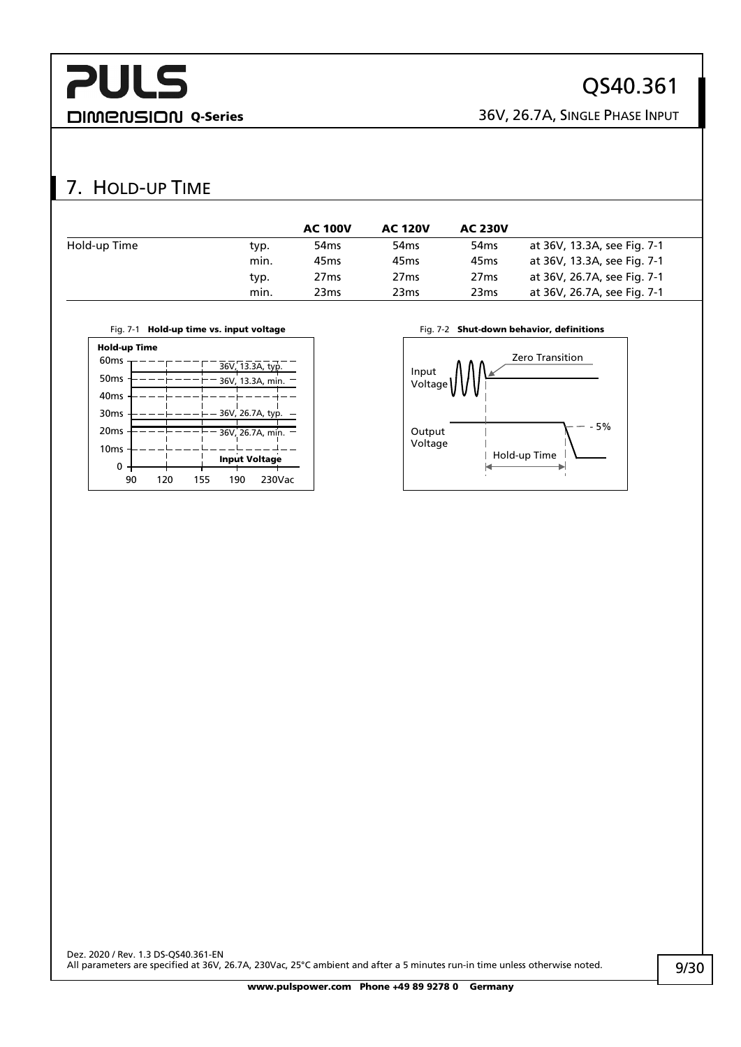# 7. HOLD-UP TIME

| | | AC 100V | AC 120V | AC 230V | |
|---|---|---|---|---|---|
| Hold-up Time | typ. | 54ms | 54ms | 54ms | at 36V, 13.3A, see Fig. 7-1 |
| | min. | 45ms | 45ms | 45ms | at 36V, 13.3A, see Fig. 7-1 |
| | typ. | 27ms | 27ms | 27ms | at 36V, 26.7A, see Fig. 7-1 |
| | min. | 23ms | 23ms | 23ms | at 36V, 26.7A, see Fig. 7-1 |

Fig. 7-1 **Hold-up time vs. input voltage**

Fig. 7-2 **Shut-down behavior, definitions**

Dez. 2020 / Rev. 1.3 DS-QS40.361-EN
All parameters are specified at 36V, 26.7A, 230Vac, 25°C ambient and after a 5 minutes run-in time unless otherwise noted.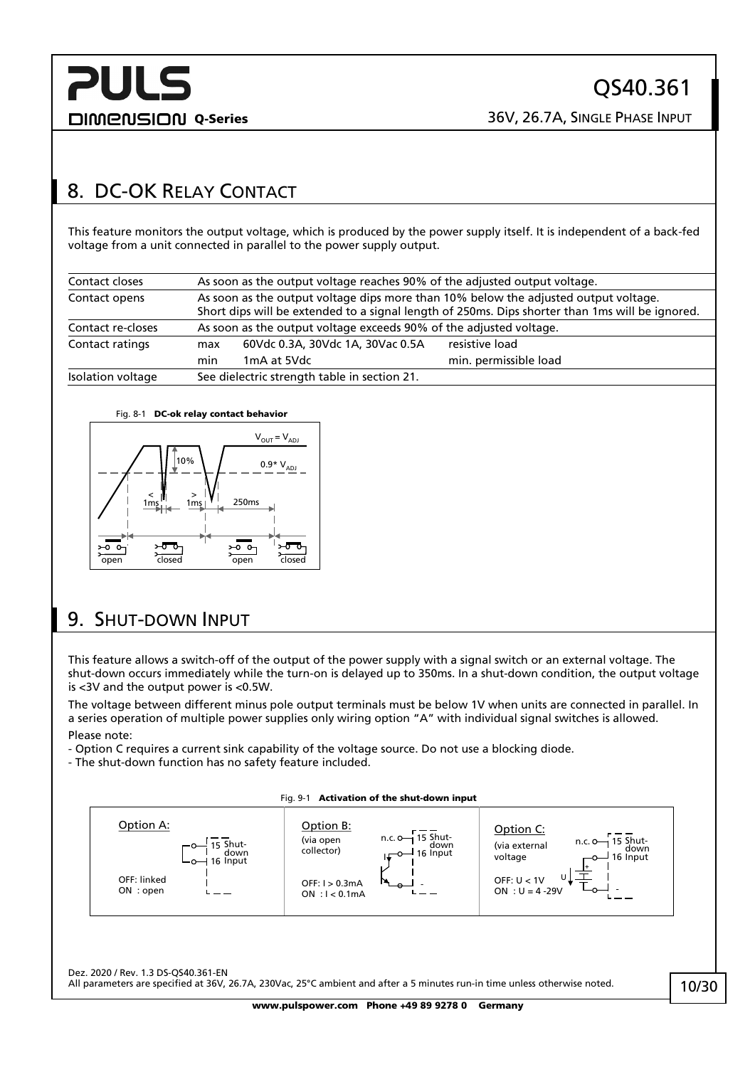## 8. DC-OK Relay Contact

This feature monitors the output voltage, which is produced by the power supply itself. It is independent of a back-fed voltage from a unit connected in parallel to the power supply output.

| | | | |
|---|---|---|---|
| Contact closes | As soon as the output voltage reaches 90% of the adjusted output voltage. | | |
| Contact opens | As soon as the output voltage dips more than 10% below the adjusted output voltage. Short dips will be extended to a signal length of 250ms. Dips shorter than 1ms will be ignored. | | |
| Contact re-closes | As soon as the output voltage exceeds 90% of the adjusted voltage. | | |
| Contact ratings | max | 60Vdc 0.3A, 30Vdc 1A, 30Vac 0.5A | resistive load |
| | min | 1mA at 5Vdc | min. permissible load |
| Isolation voltage | See dielectric strength table in section 21. | | |

Fig. 8-1 **DC-ok relay contact behavior**

## 9. Shut-down Input

This feature allows a switch-off of the output of the power supply with a signal switch or an external voltage. The shut-down occurs immediately while the turn-on is delayed up to 350ms. In a shut-down condition, the output voltage is <3V and the output power is <0.5W.

The voltage between different minus pole output terminals must be below 1V when units are connected in parallel. In a series operation of multiple power supplies only wiring option "A" with individual signal switches is allowed.

Please note:

- Option C requires a current sink capability of the voltage source. Do not use a blocking diode.
- The shut-down function has no safety feature included.

Fig. 9-1 **Activation of the shut-down input**

Option A: OFF: linked, ON: open

Option B: (via open collector) OFF: I > 0.3mA, ON: I < 0.1mA

Option C: (via external voltage) OFF: U < 1V, ON: U = 4 -29V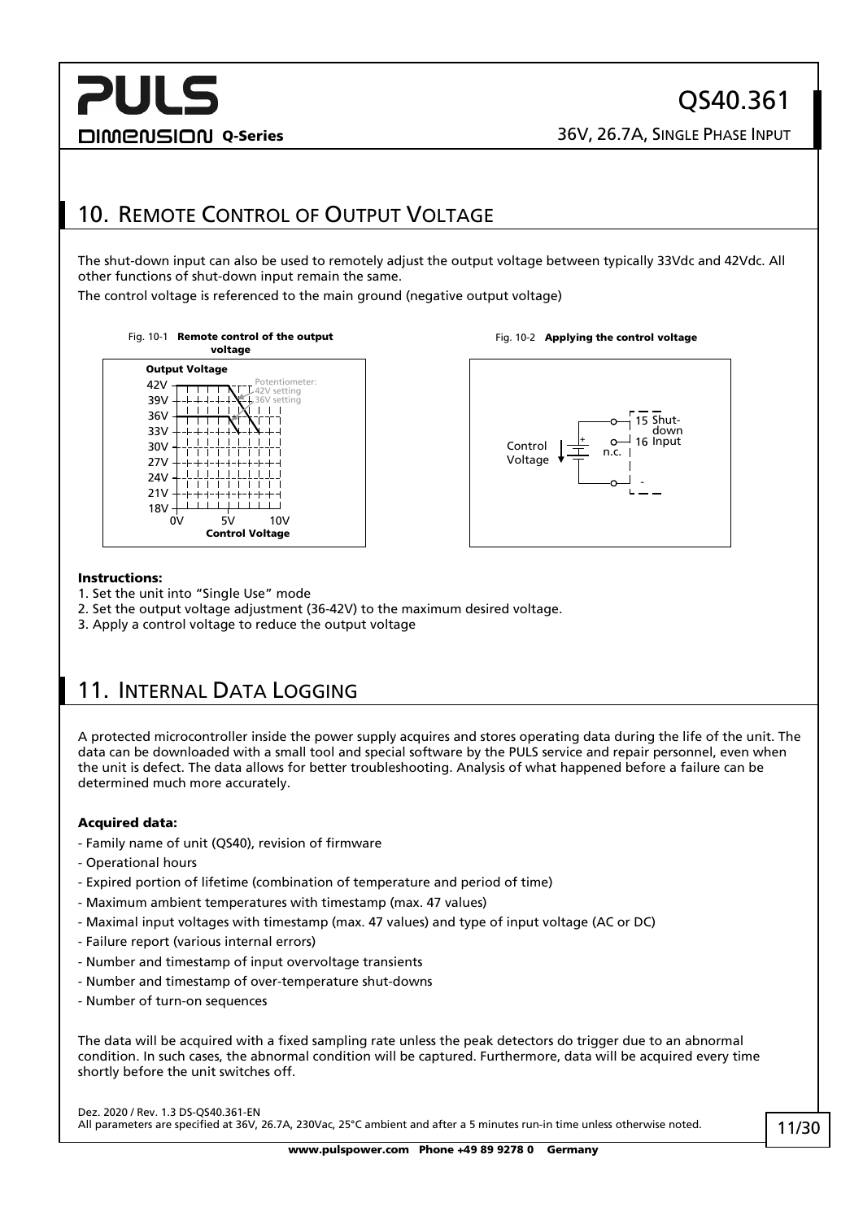## 10. Remote Control of Output Voltage

The shut-down input can also be used to remotely adjust the output voltage between typically 33Vdc and 42Vdc. All other functions of shut-down input remain the same.

The control voltage is referenced to the main ground (negative output voltage)

Fig. 10-1 **Remote control of the output voltage**

Fig. 10-2 **Applying the control voltage**

**Instructions:**

1. Set the unit into "Single Use" mode
2. Set the output voltage adjustment (36-42V) to the maximum desired voltage.
3. Apply a control voltage to reduce the output voltage

## 11. Internal Data Logging

A protected microcontroller inside the power supply acquires and stores operating data during the life of the unit. The data can be downloaded with a small tool and special software by the PULS service and repair personnel, even when the unit is defect. The data allows for better troubleshooting. Analysis of what happened before a failure can be determined much more accurately.

**Acquired data:**

- Family name of unit (QS40), revision of firmware
- Operational hours
- Expired portion of lifetime (combination of temperature and period of time)
- Maximum ambient temperatures with timestamp (max. 47 values)
- Maximal input voltages with timestamp (max. 47 values) and type of input voltage (AC or DC)
- Failure report (various internal errors)
- Number and timestamp of input overvoltage transients
- Number and timestamp of over-temperature shut-downs
- Number of turn-on sequences

The data will be acquired with a fixed sampling rate unless the peak detectors do trigger due to an abnormal condition. In such cases, the abnormal condition will be captured. Furthermore, data will be acquired every time shortly before the unit switches off.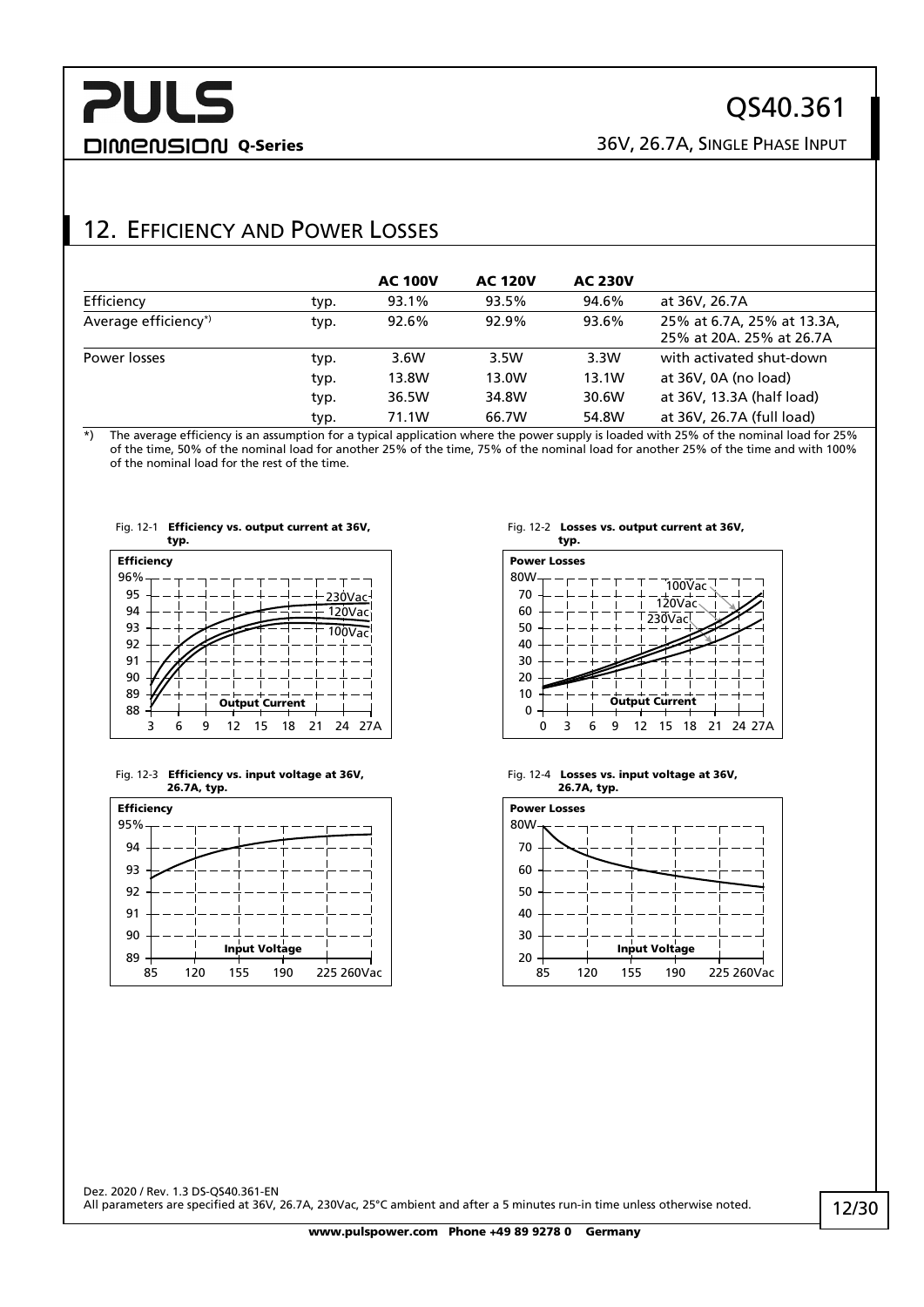## 12. Efficiency and Power Losses

| | | AC 100V | AC 120V | AC 230V | |
|---|---|---|---|---|---|
| Efficiency | typ. | 93.1% | 93.5% | 94.6% | at 36V, 26.7A |
| Average efficiency*) | typ. | 92.6% | 92.9% | 93.6% | 25% at 6.7A, 25% at 13.3A, 25% at 20A. 25% at 26.7A |
| Power losses | typ. | 3.6W | 3.5W | 3.3W | with activated shut-down |
| | typ. | 13.8W | 13.0W | 13.1W | at 36V, 0A (no load) |
| | typ. | 36.5W | 34.8W | 30.6W | at 36V, 13.3A (half load) |
| | typ. | 71.1W | 66.7W | 54.8W | at 36V, 26.7A (full load) |

*) The average efficiency is an assumption for a typical application where the power supply is loaded with 25% of the nominal load for 25% of the time, 50% of the nominal load for another 25% of the time, 75% of the nominal load for another 25% of the time and with 100% of the nominal load for the rest of the time.

Fig. 12-1 **Efficiency vs. output current at 36V, typ.**

Fig. 12-2 **Losses vs. output current at 36V, typ.**

Fig. 12-3 **Efficiency vs. input voltage at 36V, 26.7A, typ.**

Fig. 12-4 **Losses vs. input voltage at 36V, 26.7A, typ.**

Dez. 2020 / Rev. 1.3 DS-QS40.361-EN

All parameters are specified at 36V, 26.7A, 230Vac, 25°C ambient and after a 5 minutes run-in time unless otherwise noted.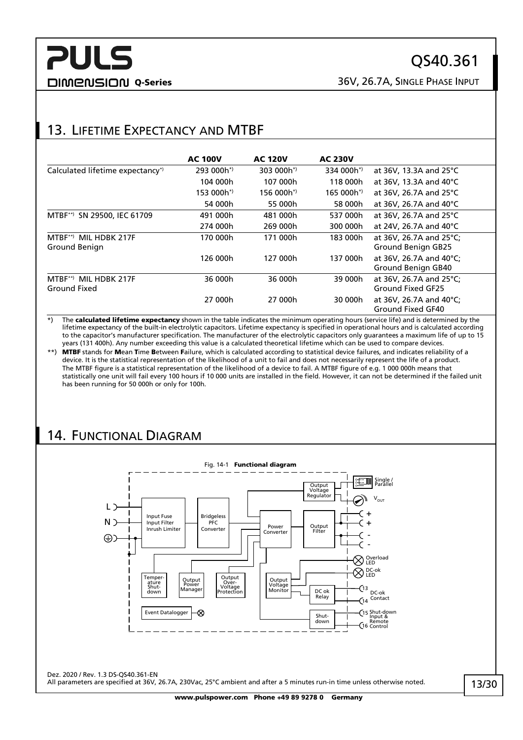## 13. Lifetime Expectancy and MTBF

| | AC 100V | AC 120V | AC 230V | |
|---|---|---|---|---|
| Calculated lifetime expectancy*) | 293 000h*) | 303 000h*) | 334 000h*) | at 36V, 13.3A and 25°C |
| | 104 000h | 107 000h | 118 000h | at 36V, 13.3A and 40°C |
| | 153 000h*) | 156 000h*) | 165 000h*) | at 36V, 26.7A and 25°C |
| | 54 000h | 55 000h | 58 000h | at 36V, 26.7A and 40°C |
| MTBF**) SN 29500, IEC 61709 | 491 000h | 481 000h | 537 000h | at 36V, 26.7A and 25°C |
| | 274 000h | 269 000h | 300 000h | at 24V, 26.7A and 40°C |
| MTBF**) MIL HDBK 217F Ground Benign | 170 000h | 171 000h | 183 000h | at 36V, 26.7A and 25°C; Ground Benign GB25 |
| | 126 000h | 127 000h | 137 000h | at 36V, 26.7A and 40°C; Ground Benign GB40 |
| MTBF**) MIL HDBK 217F Ground Fixed | 36 000h | 36 000h | 39 000h | at 36V, 26.7A and 25°C; Ground Fixed GF25 |
| | 27 000h | 27 000h | 30 000h | at 36V, 26.7A and 40°C; Ground Fixed GF40 |

*) The **calculated lifetime expectancy** shown in the table indicates the minimum operating hours (service life) and is determined by the lifetime expectancy of the built-in electrolytic capacitors. Lifetime expectancy is specified in operational hours and is calculated according to the capacitor's manufacturer specification. The manufacturer of the electrolytic capacitors only guarantees a maximum life of up to 15 years (131 400h). Any number exceeding this value is a calculated theoretical lifetime which can be used to compare devices.

**) **MTBF** stands for **M**ean **T**ime **B**etween **F**ailure, which is calculated according to statistical device failures, and indicates reliability of a device. It is the statistical representation of the likelihood of a unit to fail and does not necessarily represent the life of a product. The MTBF figure is a statistical representation of the likelihood of a device to fail. A MTBF figure of e.g. 1 000 000h means that statistically one unit will fail every 100 hours if 10 000 units are installed in the field. However, it can not be determined if the failed unit has been running for 50 000h or only for 100h.

## 14. Functional Diagram

Fig. 14-1 **Functional diagram**

L, N, ⏚ → Input Fuse / Input Filter / Inrush Limiter → Bridgeless PFC Converter → Power Converter → Output Filter → +, +, -, -

Output Voltage Regulator; Single / Parallel; $V_{OUT}$

Temperature Shut-down; Output Power Manager; Output Over-Voltage Protection; Output Voltage Monitor; DC ok Relay; Shut-down

Overload LED; DC-ok LED; 13, 14 DC-ok Contact; 15, 16 Shut-down Input & Remote Control

Event Datalogger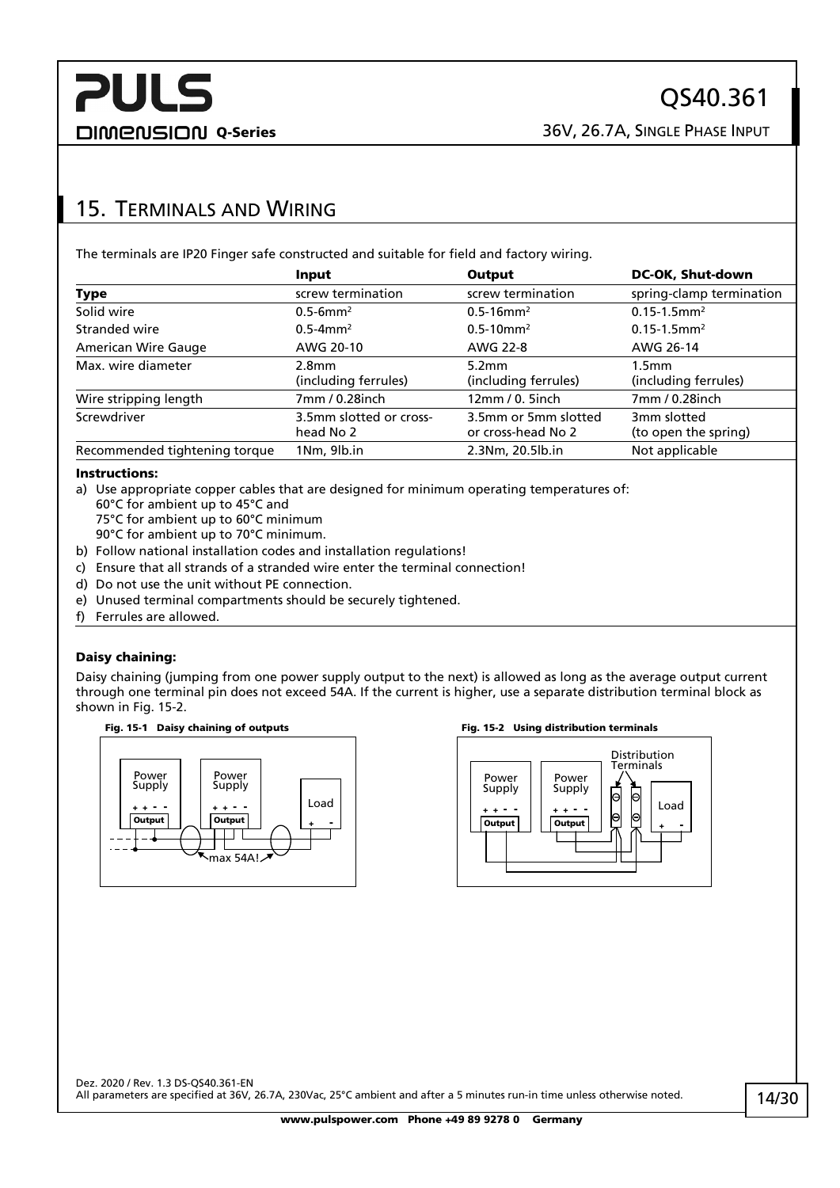## 15. Terminals and Wiring

The terminals are IP20 Finger safe constructed and suitable for field and factory wiring.

| | **Input** | **Output** | **DC-OK, Shut-down** |
|---|---|---|---|
| **Type** | screw termination | screw termination | spring-clamp termination |
| Solid wire | 0.5-6mm² | 0.5-16mm² | 0.15-1.5mm² |
| Stranded wire | 0.5-4mm² | 0.5-10mm² | 0.15-1.5mm² |
| American Wire Gauge | AWG 20-10 | AWG 22-8 | AWG 26-14 |
| Max. wire diameter | 2.8mm (including ferrules) | 5.2mm (including ferrules) | 1.5mm (including ferrules) |
| Wire stripping length | 7mm / 0.28inch | 12mm / 0. 5inch | 7mm / 0.28inch |
| Screwdriver | 3.5mm slotted or cross-head No 2 | 3.5mm or 5mm slotted or cross-head No 2 | 3mm slotted (to open the spring) |
| Recommended tightening torque | 1Nm, 9lb.in | 2.3Nm, 20.5lb.in | Not applicable |

**Instructions:**

a) Use appropriate copper cables that are designed for minimum operating temperatures of:
   60°C for ambient up to 45°C and
   75°C for ambient up to 60°C minimum
   90°C for ambient up to 70°C minimum.

b) Follow national installation codes and installation regulations!

c) Ensure that all strands of a stranded wire enter the terminal connection!

d) Do not use the unit without PE connection.

e) Unused terminal compartments should be securely tightened.

f) Ferrules are allowed.

**Daisy chaining:**

Daisy chaining (jumping from one power supply output to the next) is allowed as long as the average output current through one terminal pin does not exceed 54A. If the current is higher, use a separate distribution terminal block as shown in Fig. 15-2.

**Fig. 15-1 Daisy chaining of outputs**

Power Supply + + - - Output; Power Supply + + - - Output; Load + -; max 54A!

**Fig. 15-2 Using distribution terminals**

Distribution Terminals; Power Supply + + - - Output; Power Supply + + - - Output; Load + -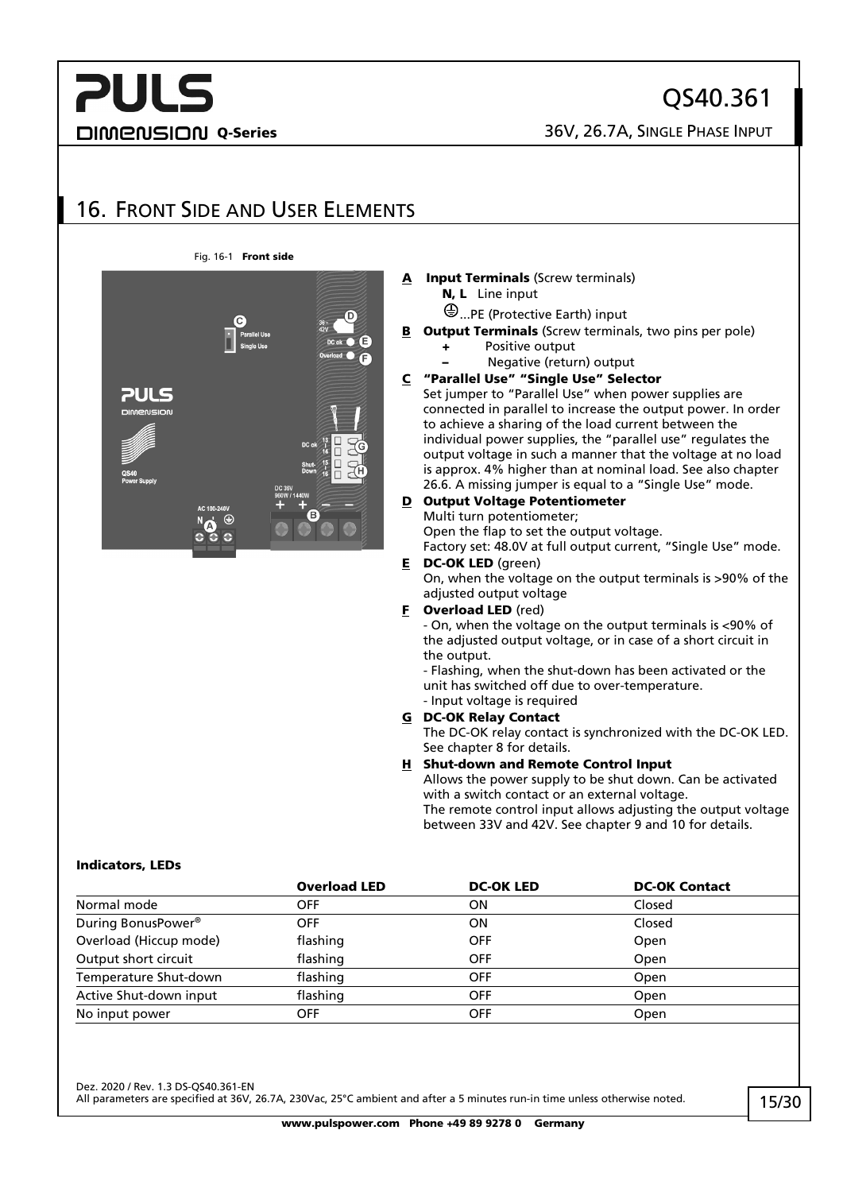## 16. Front Side and User Elements

Fig. 16-1 **Front side**

**A Input Terminals** (Screw terminals)

**N, L** Line input

⏚...PE (Protective Earth) input

**B Output Terminals** (Screw terminals, two pins per pole)

**+** Positive output

**–** Negative (return) output

**C "Parallel Use" "Single Use" Selector**

Set jumper to "Parallel Use" when power supplies are connected in parallel to increase the output power. In order to achieve a sharing of the load current between the individual power supplies, the "parallel use" regulates the output voltage in such a manner that the voltage at no load is approx. 4% higher than at nominal load. See also chapter 26.6. A missing jumper is equal to a "Single Use" mode.

**D Output Voltage Potentiometer**

Multi turn potentiometer;

Open the flap to set the output voltage.

Factory set: 48.0V at full output current, "Single Use" mode.

**E DC-OK LED** (green)

On, when the voltage on the output terminals is >90% of the adjusted output voltage

**F Overload LED** (red)

- On, when the voltage on the output terminals is <90% of the adjusted output voltage, or in case of a short circuit in the output.
- Flashing, when the shut-down has been activated or the unit has switched off due to over-temperature.
- Input voltage is required

**G DC-OK Relay Contact**

The DC-OK relay contact is synchronized with the DC-OK LED. See chapter 8 for details.

**H Shut-down and Remote Control Input**

Allows the power supply to be shut down. Can be activated with a switch contact or an external voltage.

The remote control input allows adjusting the output voltage between 33V and 42V. See chapter 9 and 10 for details.

**Indicators, LEDs**

| | Overload LED | DC-OK LED | DC-OK Contact |
|---|---|---|---|
| Normal mode | OFF | ON | Closed |
| During BonusPower® | OFF | ON | Closed |
| Overload (Hiccup mode) | flashing | OFF | Open |
| Output short circuit | flashing | OFF | Open |
| Temperature Shut-down | flashing | OFF | Open |
| Active Shut-down input | flashing | OFF | Open |
| No input power | OFF | OFF | Open |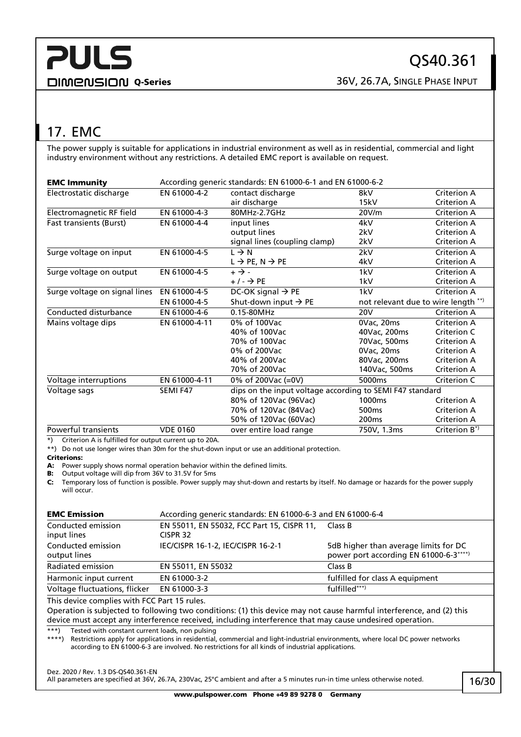## 17. EMC

The power supply is suitable for applications in industrial environment as well as in residential, commercial and light industry environment without any restrictions. A detailed EMC report is available on request.

| **EMC Immunity** | According generic standards: EN 61000-6-1 and EN 61000-6-2 | | | |
|---|---|---|---|---|
| Electrostatic discharge | EN 61000-4-2 | contact discharge | 8kV | Criterion A |
| | | air discharge | 15kV | Criterion A |
| Electromagnetic RF field | EN 61000-4-3 | 80MHz-2.7GHz | 20V/m | Criterion A |
| Fast transients (Burst) | EN 61000-4-4 | input lines | 4kV | Criterion A |
| | | output lines | 2kV | Criterion A |
| | | signal lines (coupling clamp) | 2kV | Criterion A |
| Surge voltage on input | EN 61000-4-5 | L → N | 2kV | Criterion A |
| | | L → PE, N → PE | 4kV | Criterion A |
| Surge voltage on output | EN 61000-4-5 | + → - | 1kV | Criterion A |
| | | + / - → PE | 1kV | Criterion A |
| Surge voltage on signal lines | EN 61000-4-5 | DC-OK signal → PE | 1kV | Criterion A |
| | EN 61000-4-5 | Shut-down input → PE | not relevant due to wire length **) | |
| Conducted disturbance | EN 61000-4-6 | 0.15-80MHz | 20V | Criterion A |
| Mains voltage dips | EN 61000-4-11 | 0% of 100Vac | 0Vac, 20ms | Criterion A |
| | | 40% of 100Vac | 40Vac, 200ms | Criterion C |
| | | 70% of 100Vac | 70Vac, 500ms | Criterion A |
| | | 0% of 200Vac | 0Vac, 20ms | Criterion A |
| | | 40% of 200Vac | 80Vac, 200ms | Criterion A |
| | | 70% of 200Vac | 140Vac, 500ms | Criterion A |
| Voltage interruptions | EN 61000-4-11 | 0% of 200Vac (=0V) | 5000ms | Criterion C |
| Voltage sags | SEMI F47 | dips on the input voltage according to SEMI F47 standard | | |
| | | 80% of 120Vac (96Vac) | 1000ms | Criterion A |
| | | 70% of 120Vac (84Vac) | 500ms | Criterion A |
| | | 50% of 120Vac (60Vac) | 200ms | Criterion A |
| Powerful transients | VDE 0160 | over entire load range | 750V, 1.3ms | Criterion B*) |

*) Criterion A is fulfilled for output current up to 20A.

**) Do not use longer wires than 30m for the shut-down input or use an additional protection.

**Criterions:**

**A:** Power supply shows normal operation behavior within the defined limits.

**B:** Output voltage will dip from 36V to 31.5V for 5ms

**C:** Temporary loss of function is possible. Power supply may shut-down and restarts by itself. No damage or hazards for the power supply will occur.

| **EMC Emission** | According generic standards: EN 61000-6-3 and EN 61000-6-4 | |
|---|---|---|
| Conducted emission input lines | EN 55011, EN 55032, FCC Part 15, CISPR 11, CISPR 32 | Class B |
| Conducted emission output lines | IEC/CISPR 16-1-2, IEC/CISPR 16-2-1 | 5dB higher than average limits for DC power port according EN 61000-6-3****) |
| Radiated emission | EN 55011, EN 55032 | Class B |
| Harmonic input current | EN 61000-3-2 | fulfilled for class A equipment |
| Voltage fluctuations, flicker | EN 61000-3-3 | fulfilled***) |

This device complies with FCC Part 15 rules.

Operation is subjected to following two conditions: (1) this device may not cause harmful interference, and (2) this device must accept any interference received, including interference that may cause undesired operation.

***) Tested with constant current loads, non pulsing

****) Restrictions apply for applications in residential, commercial and light-industrial environments, where local DC power networks according to EN 61000-6-3 are involved. No restrictions for all kinds of industrial applications.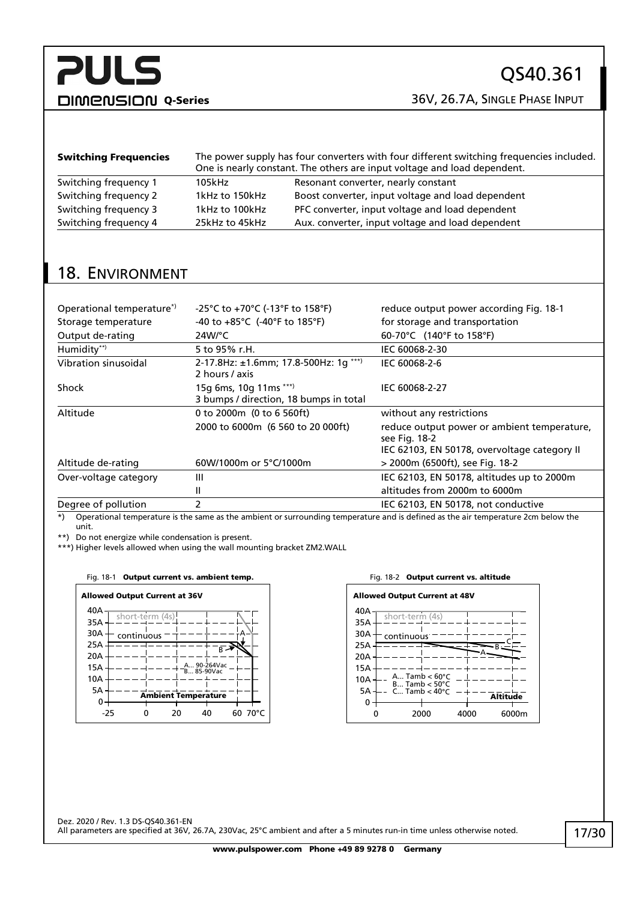| **Switching Frequencies** | The power supply has four converters with four different switching frequencies included. One is nearly constant. The others are input voltage and load dependent. | |
|---|---|---|
| Switching frequency 1 | 105kHz | Resonant converter, nearly constant |
| Switching frequency 2 | 1kHz to 150kHz | Boost converter, input voltage and load dependent |
| Switching frequency 3 | 1kHz to 100kHz | PFC converter, input voltage and load dependent |
| Switching frequency 4 | 25kHz to 45kHz | Aux. converter, input voltage and load dependent |

## 18. Environment

| | | |
|---|---|---|
| Operational temperature*) | -25°C to +70°C (-13°F to 158°F) | reduce output power according Fig. 18-1 |
| Storage temperature | -40 to +85°C (-40°F to 185°F) | for storage and transportation |
| Output de-rating | 24W/°C | 60-70°C (140°F to 158°F) |
| Humidity**) | 5 to 95% r.H. | IEC 60068-2-30 |
| Vibration sinusoidal | 2-17.8Hz: ±1.6mm; 17.8-500Hz: 1g ***) 2 hours / axis | IEC 60068-2-6 |
| Shock | 15g 6ms, 10g 11ms ***) 3 bumps / direction, 18 bumps in total | IEC 60068-2-27 |
| Altitude | 0 to 2000m (0 to 6 560ft) | without any restrictions |
| | 2000 to 6000m (6 560 to 20 000ft) | reduce output power or ambient temperature, see Fig. 18-2 IEC 62103, EN 50178, overvoltage category II |
| Altitude de-rating | 60W/1000m or 5°C/1000m | > 2000m (6500ft), see Fig. 18-2 |
| Over-voltage category | III | IEC 62103, EN 50178, altitudes up to 2000m |
| | II | altitudes from 2000m to 6000m |
| Degree of pollution | 2 | IEC 62103, EN 50178, not conductive |

*) Operational temperature is the same as the ambient or surrounding temperature and is defined as the air temperature 2cm below the unit.

**) Do not energize while condensation is present.

***) Higher levels allowed when using the wall mounting bracket ZM2.WALL

Fig. 18-1 **Output current vs. ambient temp.**

Fig. 18-2 **Output current vs. altitude**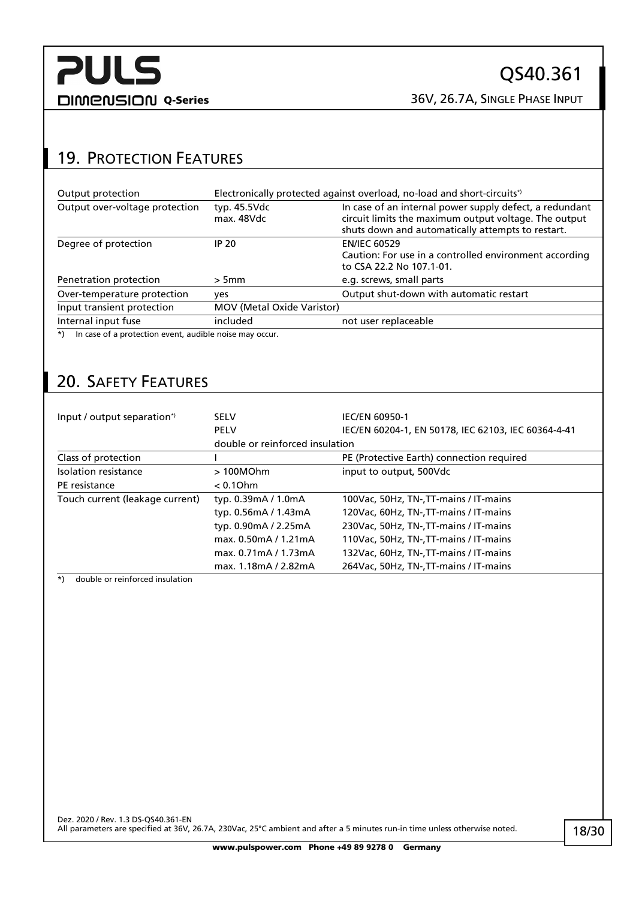## 19. Protection Features

| | | |
|---|---|---|
| Output protection | Electronically protected against overload, no-load and short-circuits*) | |
| Output over-voltage protection | typ. 45.5Vdc<br>max. 48Vdc | In case of an internal power supply defect, a redundant circuit limits the maximum output voltage. The output shuts down and automatically attempts to restart. |
| Degree of protection | IP 20 | EN/IEC 60529<br>Caution: For use in a controlled environment according to CSA 22.2 No 107.1-01. |
| Penetration protection | > 5mm | e.g. screws, small parts |
| Over-temperature protection | yes | Output shut-down with automatic restart |
| Input transient protection | MOV (Metal Oxide Varistor) | |
| Internal input fuse | included | not user replaceable |

*) In case of a protection event, audible noise may occur.

## 20. Safety Features

| | | |
|---|---|---|
| Input / output separation*) | SELV | IEC/EN 60950-1 |
| | PELV | IEC/EN 60204-1, EN 50178, IEC 62103, IEC 60364-4-41 |
| | double or reinforced insulation | |
| Class of protection | I | PE (Protective Earth) connection required |
| Isolation resistance | > 100MOhm | input to output, 500Vdc |
| PE resistance | < 0.1Ohm | |
| Touch current (leakage current) | typ. 0.39mA / 1.0mA | 100Vac, 50Hz, TN-,TT-mains / IT-mains |
| | typ. 0.56mA / 1.43mA | 120Vac, 60Hz, TN-,TT-mains / IT-mains |
| | typ. 0.90mA / 2.25mA | 230Vac, 50Hz, TN-,TT-mains / IT-mains |
| | max. 0.50mA / 1.21mA | 110Vac, 50Hz, TN-,TT-mains / IT-mains |
| | max. 0.71mA / 1.73mA | 132Vac, 60Hz, TN-,TT-mains / IT-mains |
| | max. 1.18mA / 2.82mA | 264Vac, 50Hz, TN-,TT-mains / IT-mains |

*) double or reinforced insulation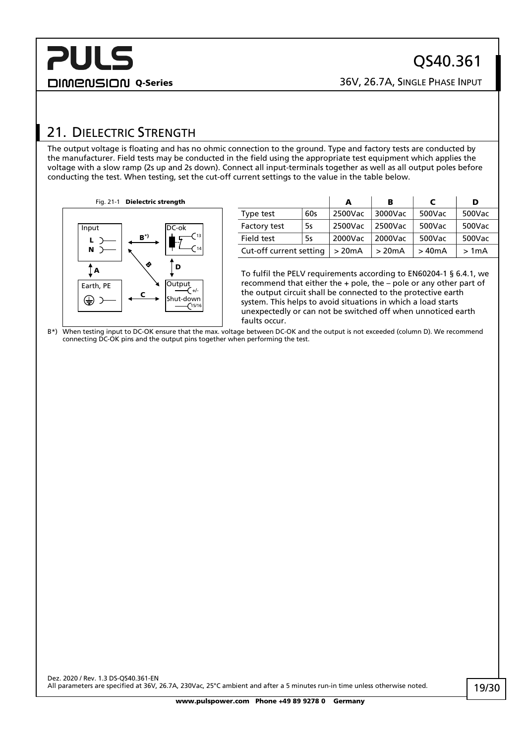## 21. DIELECTRIC STRENGTH

The output voltage is floating and has no ohmic connection to the ground. Type and factory tests are conducted by the manufacturer. Field tests may be conducted in the field using the appropriate test equipment which applies the voltage with a slow ramp (2s up and 2s down). Connect all input-terminals together as well as all output poles before conducting the test. When testing, set the cut-off current settings to the value in the table below.

Fig. 21-1 **Dielectric strength**

| | | **A** | **B** | **C** | **D** |
|---|---|---|---|---|---|
| Type test | 60s | 2500Vac | 3000Vac | 500Vac | 500Vac |
| Factory test | 5s | 2500Vac | 2500Vac | 500Vac | 500Vac |
| Field test | 5s | 2000Vac | 2000Vac | 500Vac | 500Vac |
| Cut-off current setting | | > 20mA | > 20mA | > 40mA | > 1mA |

To fulfil the PELV requirements according to EN60204-1 § 6.4.1, we recommend that either the + pole, the – pole or any other part of the output circuit shall be connected to the protective earth system. This helps to avoid situations in which a load starts unexpectedly or can not be switched off when unnoticed earth faults occur.

B*) When testing input to DC-OK ensure that the max. voltage between DC-OK and the output is not exceeded (column D). We recommend connecting DC-OK pins and the output pins together when performing the test.

Dez. 2020 / Rev. 1.3 DS-QS40.361-EN
All parameters are specified at 36V, 26.7A, 230Vac, 25°C ambient and after a 5 minutes run-in time unless otherwise noted.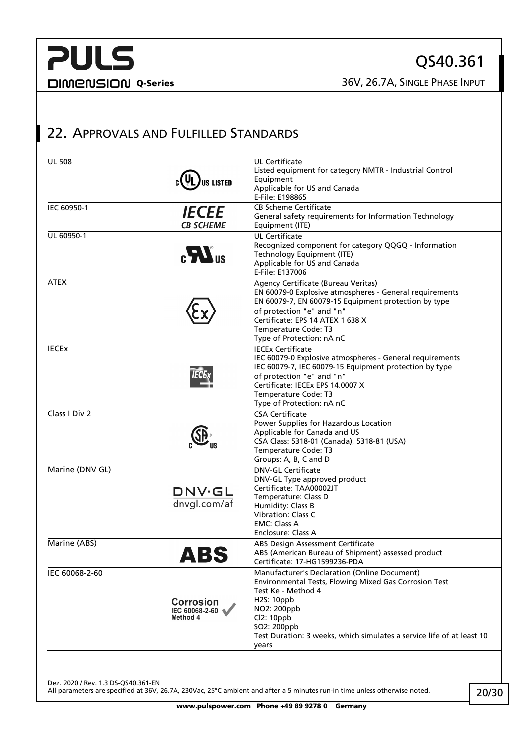## 22. APPROVALS AND FULFILLED STANDARDS

| Standard | Mark | Description |
|---|---|---|
| UL 508 | c UL US LISTED | UL Certificate<br>Listed equipment for category NMTR - Industrial Control Equipment<br>Applicable for US and Canada<br>E-File: E198865 |
| IEC 60950-1 | IECEE CB SCHEME | CB Scheme Certificate<br>General safety requirements for Information Technology Equipment (ITE) |
| UL 60950-1 | c RU US | UL Certificate<br>Recognized component for category QQGQ - Information Technology Equipment (ITE)<br>Applicable for US and Canada<br>E-File: E137006 |
| ATEX | Ex | Agency Certificate (Bureau Veritas)<br>EN 60079-0 Explosive atmospheres - General requirements<br>EN 60079-7, EN 60079-15 Equipment protection by type of protection "e" and "n"<br>Certificate: EPS 14 ATEX 1 638 X<br>Temperature Code: T3<br>Type of Protection: nA nC |
| IECEx | IECEx | IECEx Certificate<br>IEC 60079-0 Explosive atmospheres - General requirements<br>IEC 60079-7, IEC 60079-15 Equipment protection by type of protection "e" and "n"<br>Certificate: IECEx EPS 14.0007 X<br>Temperature Code: T3<br>Type of Protection: nA nC |
| Class I Div 2 | c SP US | CSA Certificate<br>Power Supplies for Hazardous Location<br>Applicable for Canada and US<br>CSA Class: 5318-01 (Canada), 5318-81 (USA)<br>Temperature Code: T3<br>Groups: A, B, C and D |
| Marine (DNV GL) | DNV·GL dnvgl.com/af | DNV-GL Certificate<br>DNV-GL Type approved product<br>Certificate: TAA00002JT<br>Temperature: Class D<br>Humidity: Class B<br>Vibration: Class C<br>EMC: Class A<br>Enclosure: Class A |
| Marine (ABS) | ABS | ABS Design Assessment Certificate<br>ABS (American Bureau of Shipment) assessed product<br>Certificate: 17-HG1599236-PDA |
| IEC 60068-2-60 | Corrosion IEC 60068-2-60 Method 4 | Manufacturer's Declaration (Online Document)<br>Environmental Tests, Flowing Mixed Gas Corrosion Test<br>Test Ke - Method 4<br>$H_2S$: 10ppb<br>$NO_2$: 200ppb<br>$Cl_2$: 10ppb<br>$SO_2$: 200ppb<br>Test Duration: 3 weeks, which simulates a service life of at least 10 years |

Dez. 2020 / Rev. 1.3 DS-QS40.361-EN
All parameters are specified at 36V, 26.7A, 230Vac, 25°C ambient and after a 5 minutes run-in time unless otherwise noted.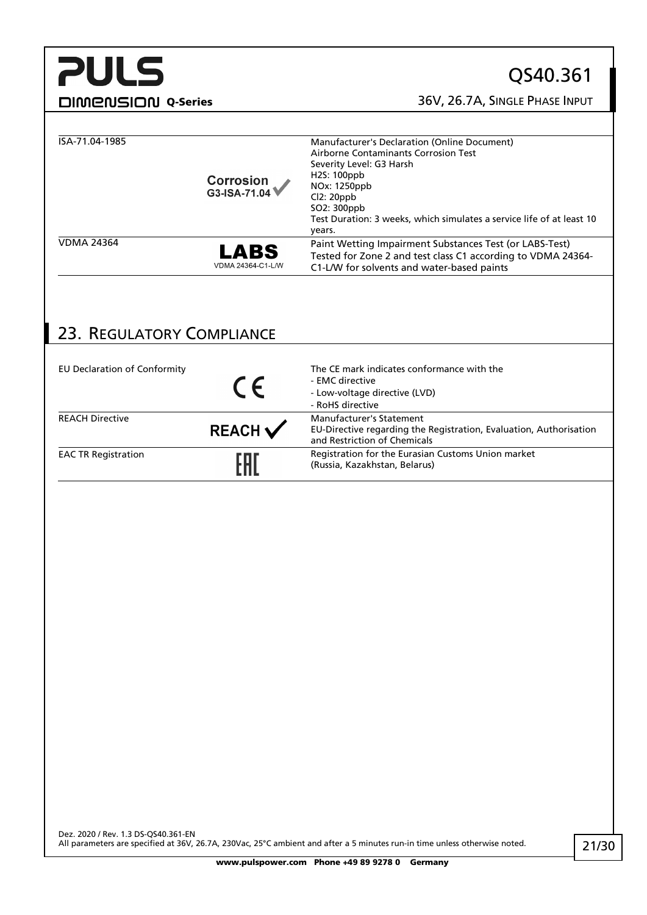| | | |
|---|---|---|
| ISA-71.04-1985 | Corrosion G3-ISA-71.04 ✓ | Manufacturer's Declaration (Online Document)<br>Airborne Contaminants Corrosion Test<br>Severity Level: G3 Harsh<br>$H_2S$: 100ppb<br>$NO_x$: 1250ppb<br>$Cl_2$: 20ppb<br>$SO_2$: 300ppb<br>Test Duration: 3 weeks, which simulates a service life of at least 10 years. |
| VDMA 24364 | LABS VDMA 24364-C1-L/W | Paint Wetting Impairment Substances Test (or LABS-Test)<br>Tested for Zone 2 and test class C1 according to VDMA 24364-C1-L/W for solvents and water-based paints |

## 23. Regulatory Compliance

| | | |
|---|---|---|
| EU Declaration of Conformity | CE | The CE mark indicates conformance with the<br>- EMC directive<br>- Low-voltage directive (LVD)<br>- RoHS directive |
| REACH Directive | REACH ✓ | Manufacturer's Statement<br>EU-Directive regarding the Registration, Evaluation, Authorisation and Restriction of Chemicals |
| EAC TR Registration | EAC | Registration for the Eurasian Customs Union market<br>(Russia, Kazakhstan, Belarus) |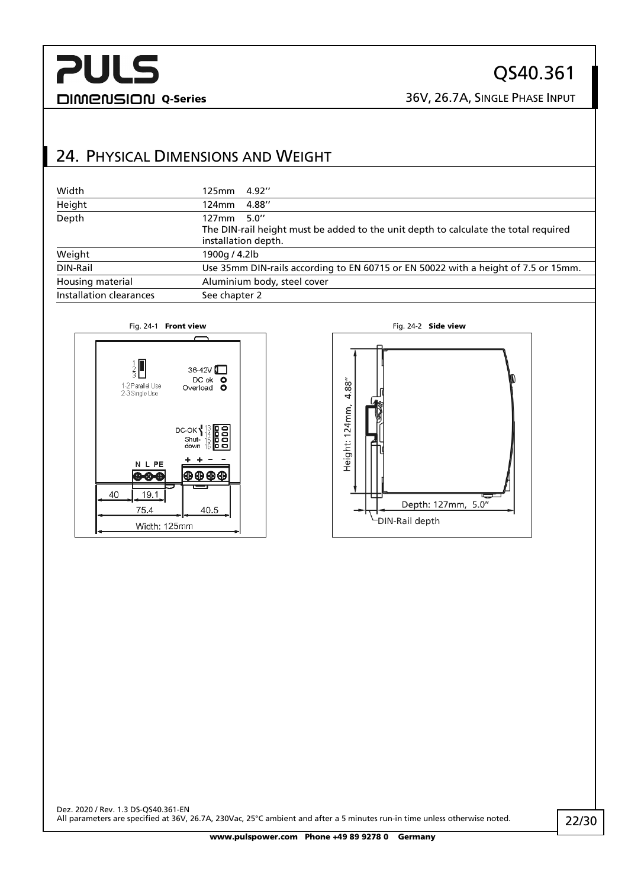## 24. Physical Dimensions and Weight

| | |
|---|---|
| Width | 125mm 4.92'' |
| Height | 124mm 4.88'' |
| Depth | 127mm 5.0''<br>The DIN-rail height must be added to the unit depth to calculate the total required installation depth. |
| Weight | 1900g / 4.2lb |
| DIN-Rail | Use 35mm DIN-rails according to EN 60715 or EN 50022 with a height of 7.5 or 15mm. |
| Housing material | Aluminium body, steel cover |
| Installation clearances | See chapter 2 |

Fig. 24-1 **Front view**

Fig. 24-2 **Side view**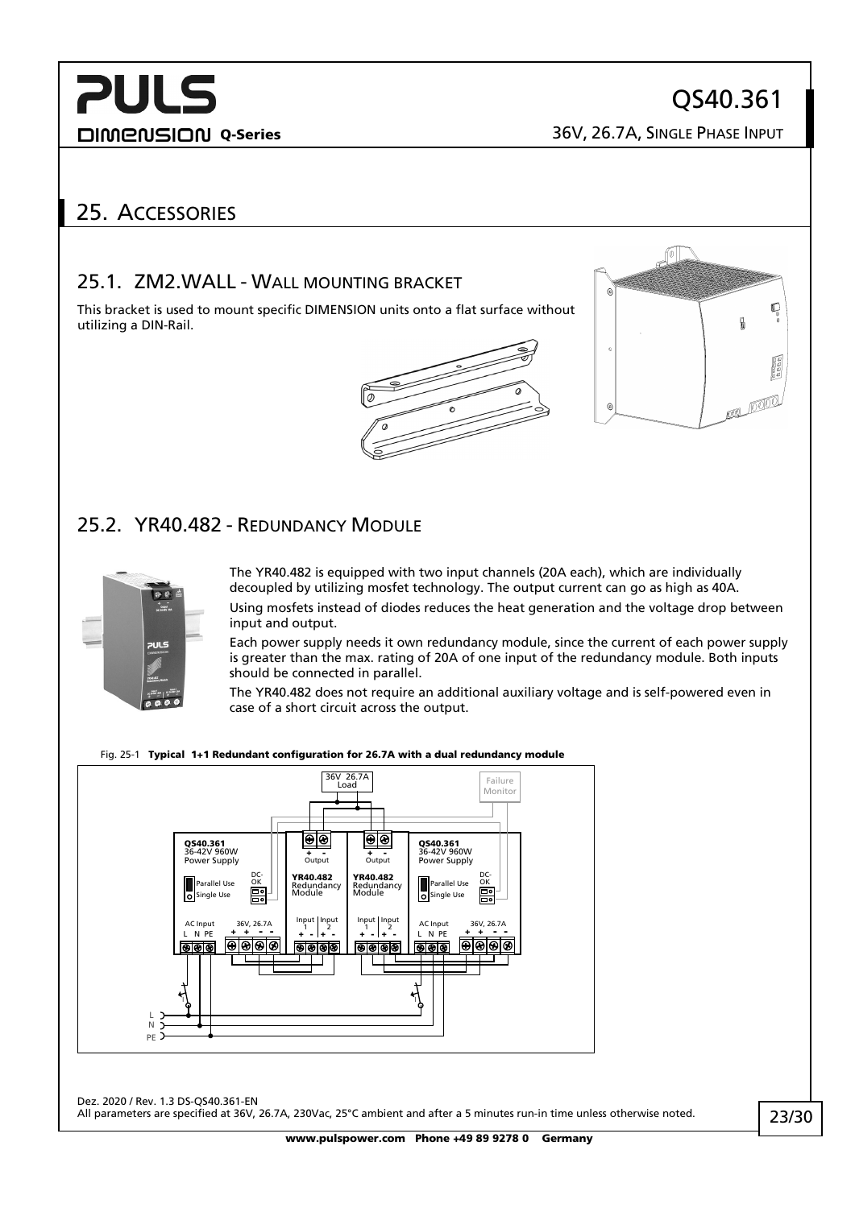# 25. Accessories

## 25.1. ZM2.WALL - Wall mounting bracket

This bracket is used to mount specific DIMENSION units onto a flat surface without utilizing a DIN-Rail.

## 25.2. YR40.482 - Redundancy Module

The YR40.482 is equipped with two input channels (20A each), which are individually decoupled by utilizing mosfet technology. The output current can go as high as 40A.

Using mosfets instead of diodes reduces the heat generation and the voltage drop between input and output.

Each power supply needs it own redundancy module, since the current of each power supply is greater than the max. rating of 20A of one input of the redundancy module. Both inputs should be connected in parallel.

The YR40.482 does not require an additional auxiliary voltage and is self-powered even in case of a short circuit across the output.

Fig. 25-1 **Typical 1+1 Redundant configuration for 26.7A with a dual redundancy module**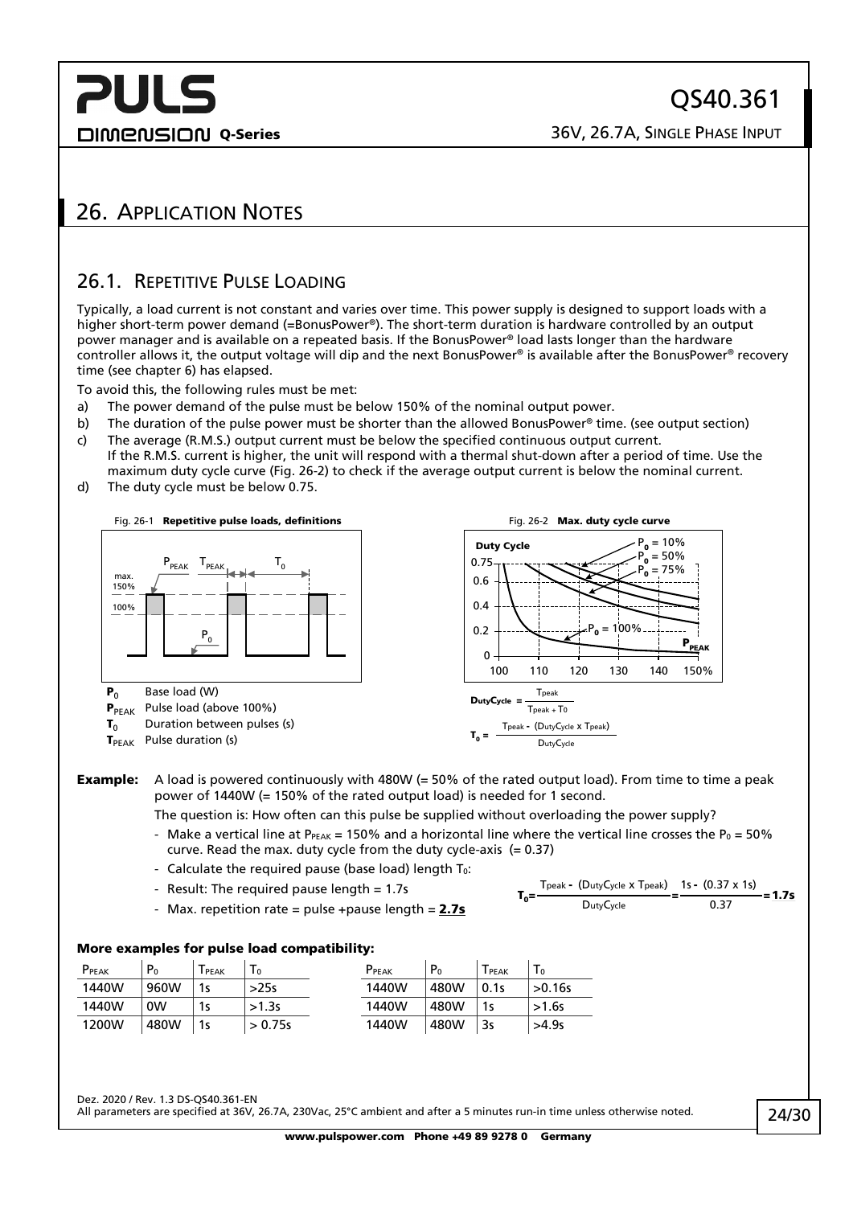## 26. Application Notes

### 26.1. Repetitive Pulse Loading

Typically, a load current is not constant and varies over time. This power supply is designed to support loads with a higher short-term power demand (=BonusPower®). The short-term duration is hardware controlled by an output power manager and is available on a repeated basis. If the BonusPower® load lasts longer than the hardware controller allows it, the output voltage will dip and the next BonusPower® is available after the BonusPower® recovery time (see chapter 6) has elapsed.

To avoid this, the following rules must be met:

a) The power demand of the pulse must be below 150% of the nominal output power.
b) The duration of the pulse power must be shorter than the allowed BonusPower® time. (see output section)
c) The average (R.M.S.) output current must be below the specified continuous output current.
   If the R.M.S. current is higher, the unit will respond with a thermal shut-down after a period of time. Use the maximum duty cycle curve (Fig. 26-2) to check if the average output current is below the nominal current.
d) The duty cycle must be below 0.75.

Fig. 26-1 **Repetitive pulse loads, definitions**

- $P_0$ Base load (W)
- $P_{PEAK}$ Pulse load (above 100%)
- $T_0$ Duration between pulses (s)
- $T_{PEAK}$ Pulse duration (s)

Fig. 26-2 **Max. duty cycle curve**

$$\text{DutyCycle} = \frac{T_{peak}}{T_{peak} + T_0}$$

$$T_0 = \frac{T_{peak} - (\text{DutyCycle} \times T_{peak})}{\text{DutyCycle}}$$

**Example:** A load is powered continuously with 480W (= 50% of the rated output load). From time to time a peak power of 1440W (= 150% of the rated output load) is needed for 1 second.

The question is: How often can this pulse be supplied without overloading the power supply?

- Make a vertical line at $P_{PEAK}$ = 150% and a horizontal line where the vertical line crosses the $P_0$ = 50% curve. Read the max. duty cycle from the duty cycle-axis (= 0.37)
- Calculate the required pause (base load) length $T_0$:
- Result: The required pause length = 1.7s
- Max. repetition rate = pulse +pause length = **2.7s**

$$T_0 = \frac{T_{peak} - (\text{DutyCycle} \times T_{peak})}{\text{DutyCycle}} = \frac{1s - (0.37 \times 1s)}{0.37} = \mathbf{1.7s}$$

#### More examples for pulse load compatibility:

| $P_{PEAK}$ | $P_0$ | $T_{PEAK}$ | $T_0$ |
|---|---|---|---|
| 1440W | 960W | 1s | >25s |
| 1440W | 0W | 1s | >1.3s |
| 1200W | 480W | 1s | > 0.75s |

| $P_{PEAK}$ | $P_0$ | $T_{PEAK}$ | $T_0$ |
|---|---|---|---|
| 1440W | 480W | 0.1s | >0.16s |
| 1440W | 480W | 1s | >1.6s |
| 1440W | 480W | 3s | >4.9s |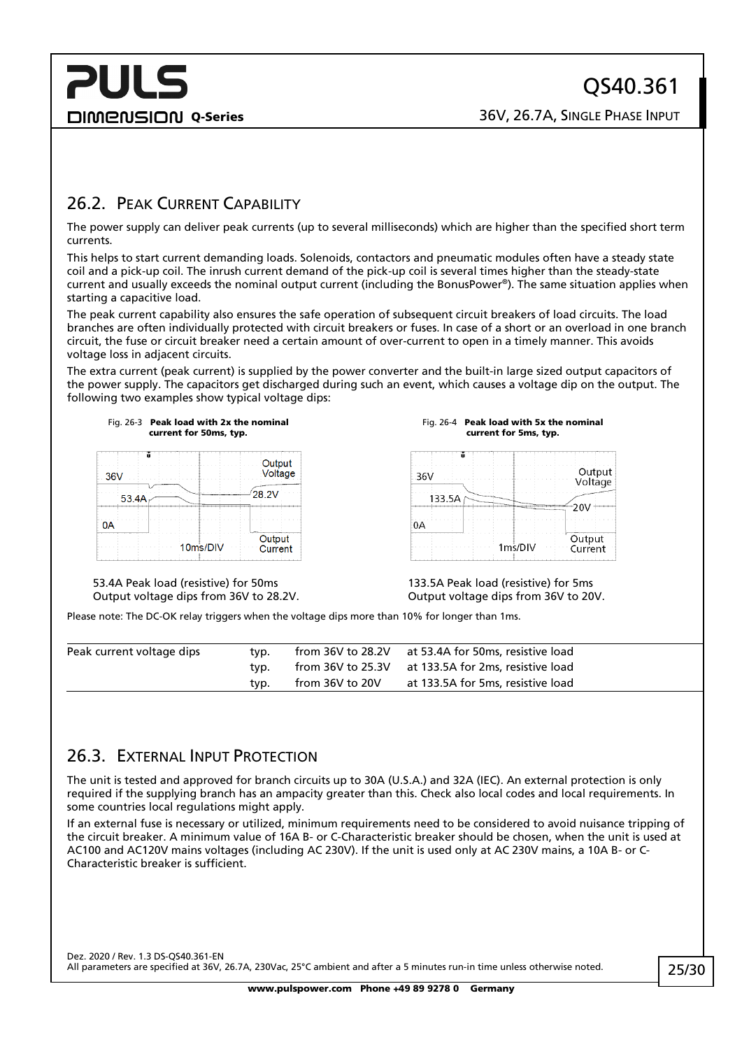## 26.2. Peak Current Capability

The power supply can deliver peak currents (up to several milliseconds) which are higher than the specified short term currents.

This helps to start current demanding loads. Solenoids, contactors and pneumatic modules often have a steady state coil and a pick-up coil. The inrush current demand of the pick-up coil is several times higher than the steady-state current and usually exceeds the nominal output current (including the BonusPower®). The same situation applies when starting a capacitive load.

The peak current capability also ensures the safe operation of subsequent circuit breakers of load circuits. The load branches are often individually protected with circuit breakers or fuses. In case of a short or an overload in one branch circuit, the fuse or circuit breaker need a certain amount of over-current to open in a timely manner. This avoids voltage loss in adjacent circuits.

The extra current (peak current) is supplied by the power converter and the built-in large sized output capacitors of the power supply. The capacitors get discharged during such an event, which causes a voltage dip on the output. The following two examples show typical voltage dips:

**Fig. 26-3 Peak load with 2x the nominal current for 50ms, typ.**

53.4A Peak load (resistive) for 50ms
Output voltage dips from 36V to 28.2V.

**Fig. 26-4 Peak load with 5x the nominal current for 5ms, typ.**

133.5A Peak load (resistive) for 5ms
Output voltage dips from 36V to 20V.

Please note: The DC-OK relay triggers when the voltage dips more than 10% for longer than 1ms.

| | | | |
|---|---|---|---|
| Peak current voltage dips | typ. | from 36V to 28.2V | at 53.4A for 50ms, resistive load |
| | typ. | from 36V to 25.3V | at 133.5A for 2ms, resistive load |
| | typ. | from 36V to 20V | at 133.5A for 5ms, resistive load |

## 26.3. External Input Protection

The unit is tested and approved for branch circuits up to 30A (U.S.A.) and 32A (IEC). An external protection is only required if the supplying branch has an ampacity greater than this. Check also local codes and local requirements. In some countries local regulations might apply.

If an external fuse is necessary or utilized, minimum requirements need to be considered to avoid nuisance tripping of the circuit breaker. A minimum value of 16A B- or C-Characteristic breaker should be chosen, when the unit is used at AC100 and AC120V mains voltages (including AC 230V). If the unit is used only at AC 230V mains, a 10A B- or C-Characteristic breaker is sufficient.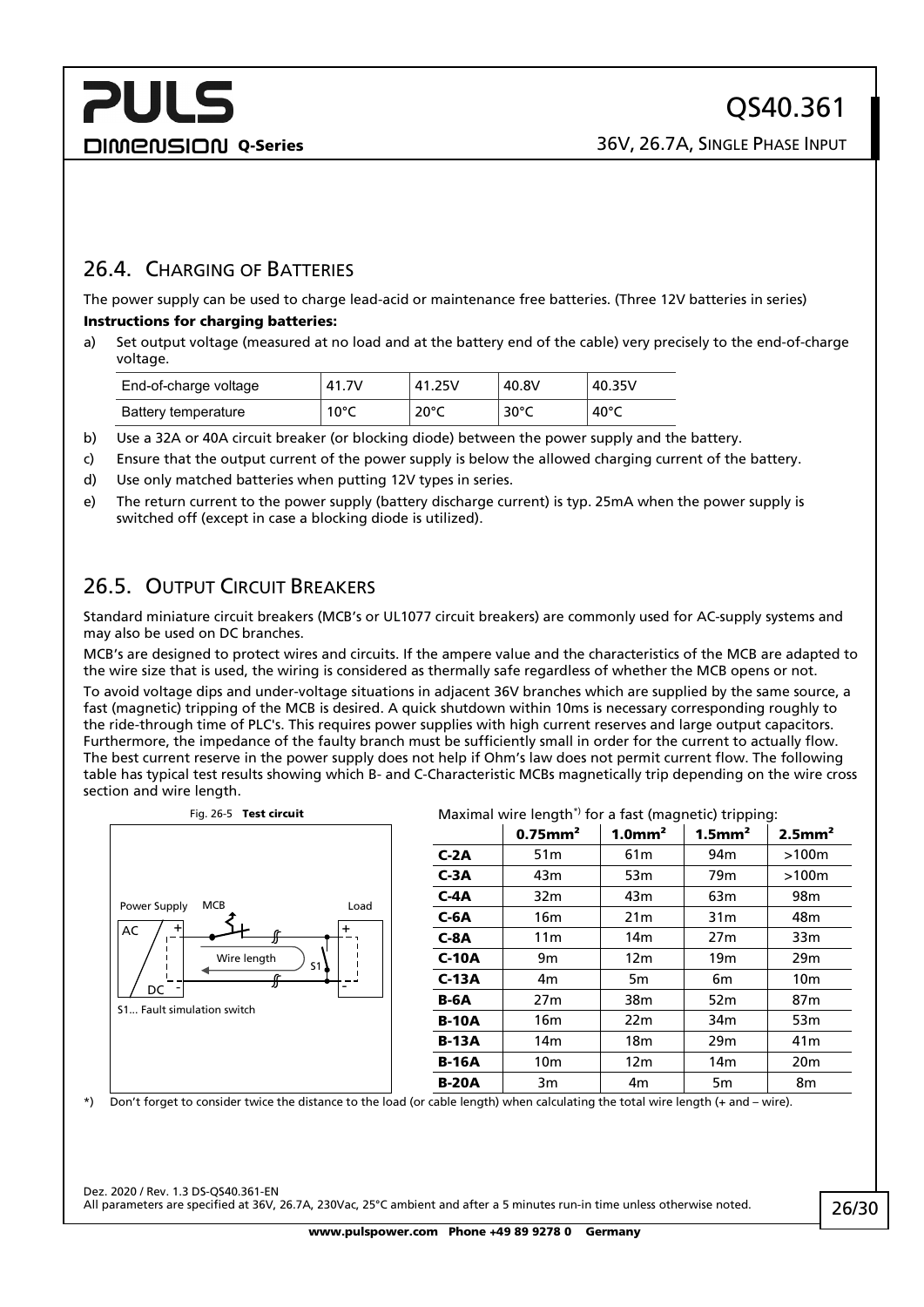## 26.4. Charging of Batteries

The power supply can be used to charge lead-acid or maintenance free batteries. (Three 12V batteries in series)

**Instructions for charging batteries:**

a) Set output voltage (measured at no load and at the battery end of the cable) very precisely to the end-of-charge voltage.

| End-of-charge voltage | 41.7V | 41.25V | 40.8V | 40.35V |
|---|---|---|---|---|
| Battery temperature | 10°C | 20°C | 30°C | 40°C |

b) Use a 32A or 40A circuit breaker (or blocking diode) between the power supply and the battery.

c) Ensure that the output current of the power supply is below the allowed charging current of the battery.

d) Use only matched batteries when putting 12V types in series.

e) The return current to the power supply (battery discharge current) is typ. 25mA when the power supply is switched off (except in case a blocking diode is utilized).

## 26.5. Output Circuit Breakers

Standard miniature circuit breakers (MCB's or UL1077 circuit breakers) are commonly used for AC-supply systems and may also be used on DC branches.

MCB's are designed to protect wires and circuits. If the ampere value and the characteristics of the MCB are adapted to the wire size that is used, the wiring is considered as thermally safe regardless of whether the MCB opens or not.

To avoid voltage dips and under-voltage situations in adjacent 36V branches which are supplied by the same source, a fast (magnetic) tripping of the MCB is desired. A quick shutdown within 10ms is necessary corresponding roughly to the ride-through time of PLC's. This requires power supplies with high current reserves and large output capacitors. Furthermore, the impedance of the faulty branch must be sufficiently small in order for the current to actually flow. The best current reserve in the power supply does not help if Ohm's law does not permit current flow. The following table has typical test results showing which B- and C-Characteristic MCBs magnetically trip depending on the wire cross section and wire length.

Fig. 26-5 **Test circuit**

Power Supply, MCB, Load, AC, DC, Wire length, S1

S1... Fault simulation switch

Maximal wire length*) for a fast (magnetic) tripping:

| | 0.75mm² | 1.0mm² | 1.5mm² | 2.5mm² |
|---|---|---|---|---|
| **C-2A** | 51m | 61m | 94m | >100m |
| **C-3A** | 43m | 53m | 79m | >100m |
| **C-4A** | 32m | 43m | 63m | 98m |
| **C-6A** | 16m | 21m | 31m | 48m |
| **C-8A** | 11m | 14m | 27m | 33m |
| **C-10A** | 9m | 12m | 19m | 29m |
| **C-13A** | 4m | 5m | 6m | 10m |
| **B-6A** | 27m | 38m | 52m | 87m |
| **B-10A** | 16m | 22m | 34m | 53m |
| **B-13A** | 14m | 18m | 29m | 41m |
| **B-16A** | 10m | 12m | 14m | 20m |
| **B-20A** | 3m | 4m | 5m | 8m |

*) Don't forget to consider twice the distance to the load (or cable length) when calculating the total wire length (+ and – wire).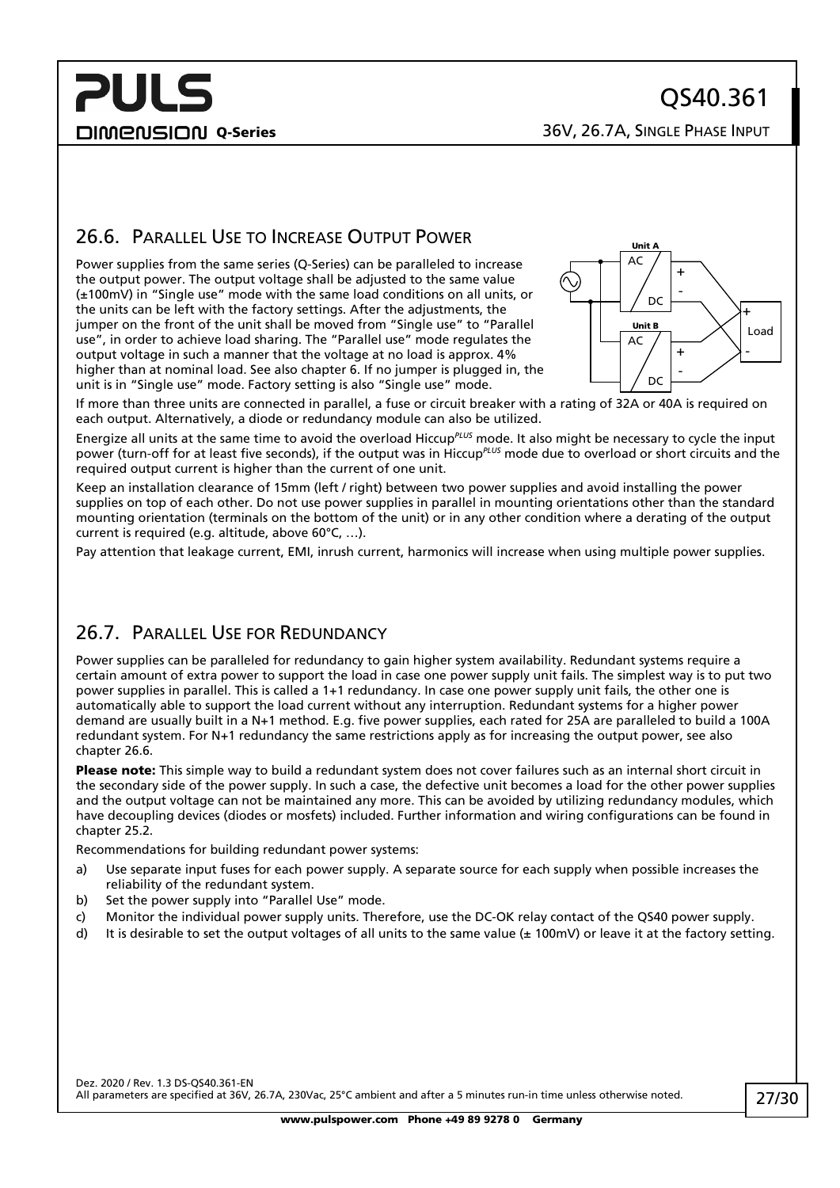## 26.6. Parallel Use to Increase Output Power

Power supplies from the same series (Q-Series) can be paralleled to increase the output power. The output voltage shall be adjusted to the same value (±100mV) in "Single use" mode with the same load conditions on all units, or the units can be left with the factory settings. After the adjustments, the jumper on the front of the unit shall be moved from "Single use" to "Parallel use", in order to achieve load sharing. The "Parallel use" mode regulates the output voltage in such a manner that the voltage at no load is approx. 4% higher than at nominal load. See also chapter 6. If no jumper is plugged in, the unit is in "Single use" mode. Factory setting is also "Single use" mode.

If more than three units are connected in parallel, a fuse or circuit breaker with a rating of 32A or 40A is required on each output. Alternatively, a diode or redundancy module can also be utilized.

Energize all units at the same time to avoid the overload Hiccup[PLUS] mode. It also might be necessary to cycle the input power (turn-off for at least five seconds), if the output was in Hiccup[PLUS] mode due to overload or short circuits and the required output current is higher than the current of one unit.

Keep an installation clearance of 15mm (left / right) between two power supplies and avoid installing the power supplies on top of each other. Do not use power supplies in parallel in mounting orientations other than the standard mounting orientation (terminals on the bottom of the unit) or in any other condition where a derating of the output current is required (e.g. altitude, above 60°C, …).

Pay attention that leakage current, EMI, inrush current, harmonics will increase when using multiple power supplies.

## 26.7. Parallel Use for Redundancy

Power supplies can be paralleled for redundancy to gain higher system availability. Redundant systems require a certain amount of extra power to support the load in case one power supply unit fails. The simplest way is to put two power supplies in parallel. This is called a 1+1 redundancy. In case one power supply unit fails, the other one is automatically able to support the load current without any interruption. Redundant systems for a higher power demand are usually built in a N+1 method. E.g. five power supplies, each rated for 25A are paralleled to build a 100A redundant system. For N+1 redundancy the same restrictions apply as for increasing the output power, see also chapter 26.6.

**Please note:** This simple way to build a redundant system does not cover failures such as an internal short circuit in the secondary side of the power supply. In such a case, the defective unit becomes a load for the other power supplies and the output voltage can not be maintained any more. This can be avoided by utilizing redundancy modules, which have decoupling devices (diodes or mosfets) included. Further information and wiring configurations can be found in chapter 25.2.

Recommendations for building redundant power systems:

a) Use separate input fuses for each power supply. A separate source for each supply when possible increases the reliability of the redundant system.
b) Set the power supply into "Parallel Use" mode.
c) Monitor the individual power supply units. Therefore, use the DC-OK relay contact of the QS40 power supply.
d) It is desirable to set the output voltages of all units to the same value (± 100mV) or leave it at the factory setting.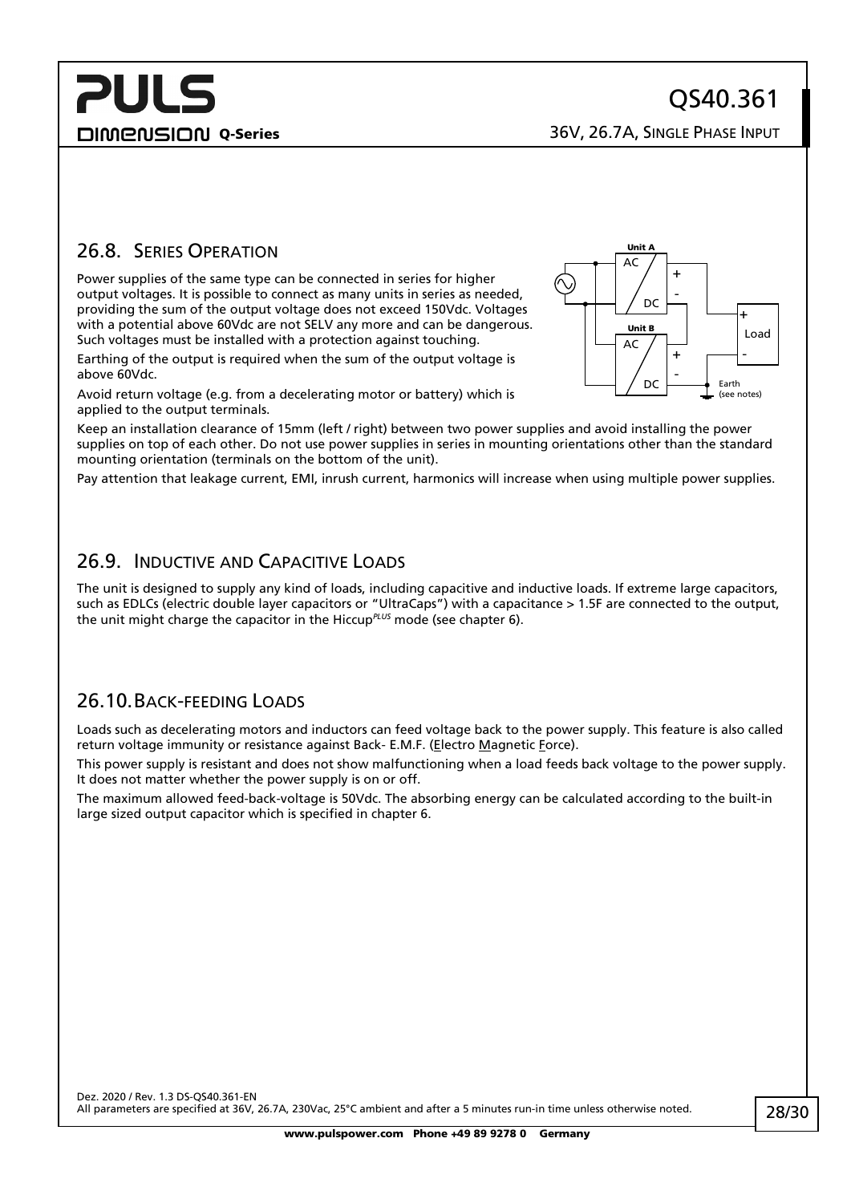## 26.8. Series Operation

Power supplies of the same type can be connected in series for higher output voltages. It is possible to connect as many units in series as needed, providing the sum of the output voltage does not exceed 150Vdc. Voltages with a potential above 60Vdc are not SELV any more and can be dangerous. Such voltages must be installed with a protection against touching.

Earthing of the output is required when the sum of the output voltage is above 60Vdc.

Avoid return voltage (e.g. from a decelerating motor or battery) which is applied to the output terminals.

Keep an installation clearance of 15mm (left / right) between two power supplies and avoid installing the power supplies on top of each other. Do not use power supplies in series in mounting orientations other than the standard mounting orientation (terminals on the bottom of the unit).

Pay attention that leakage current, EMI, inrush current, harmonics will increase when using multiple power supplies.

## 26.9. Inductive and Capacitive Loads

The unit is designed to supply any kind of loads, including capacitive and inductive loads. If extreme large capacitors, such as EDLCs (electric double layer capacitors or "UltraCaps") with a capacitance > 1.5F are connected to the output, the unit might charge the capacitor in the Hiccup$^{PLUS}$ mode (see chapter 6).

## 26.10. Back-feeding Loads

Loads such as decelerating motors and inductors can feed voltage back to the power supply. This feature is also called return voltage immunity or resistance against Back- E.M.F. (Electro Magnetic Force).

This power supply is resistant and does not show malfunctioning when a load feeds back voltage to the power supply. It does not matter whether the power supply is on or off.

The maximum allowed feed-back-voltage is 50Vdc. The absorbing energy can be calculated according to the built-in large sized output capacitor which is specified in chapter 6.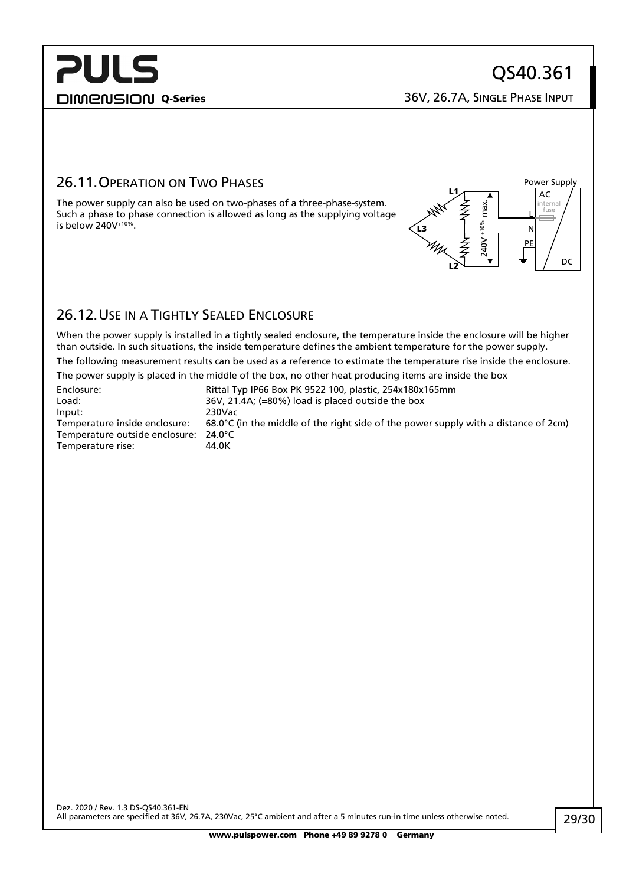## 26.11. Operation on Two Phases

The power supply can also be used on two-phases of a three-phase-system. Such a phase to phase connection is allowed as long as the supplying voltage is below $240V^{+10\%}$.

## 26.12. Use in a Tightly Sealed Enclosure

When the power supply is installed in a tightly sealed enclosure, the temperature inside the enclosure will be higher than outside. In such situations, the inside temperature defines the ambient temperature for the power supply.

The following measurement results can be used as a reference to estimate the temperature rise inside the enclosure.

The power supply is placed in the middle of the box, no other heat producing items are inside the box

| | |
|---|---|
| Enclosure: | Rittal Typ IP66 Box PK 9522 100, plastic, 254x180x165mm |
| Load: | 36V, 21.4A; (=80%) load is placed outside the box |
| Input: | 230Vac |
| Temperature inside enclosure: | 68.0°C (in the middle of the right side of the power supply with a distance of 2cm) |
| Temperature outside enclosure: | 24.0°C |
| Temperature rise: | 44.0K |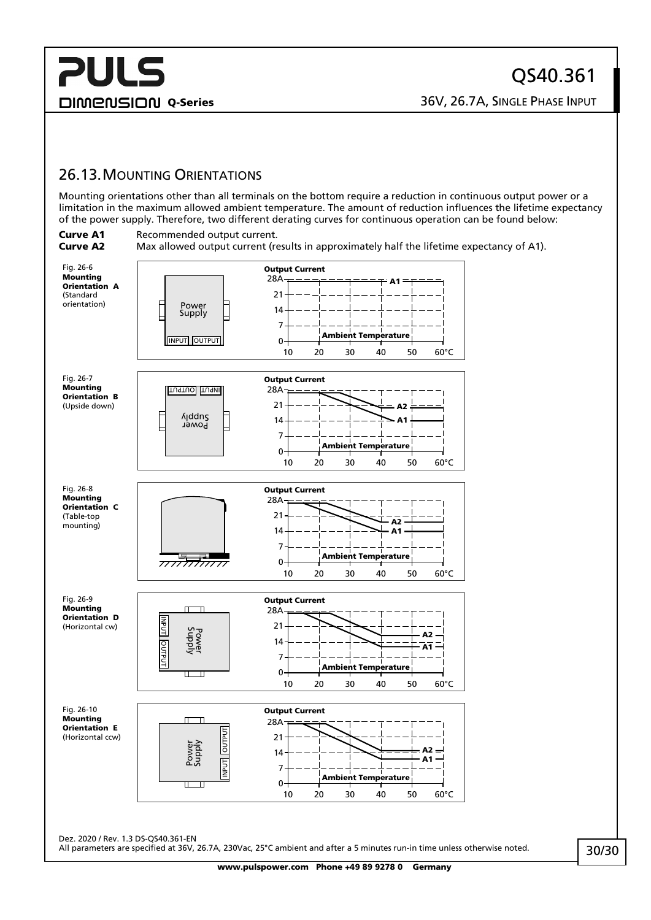## 26.13. Mounting Orientations

Mounting orientations other than all terminals on the bottom require a reduction in continuous output power or a limitation in the maximum allowed ambient temperature. The amount of reduction influences the lifetime expectancy of the power supply. Therefore, two different derating curves for continuous operation can be found below:

**Curve A1** Recommended output current.
**Curve A2** Max allowed output current (results in approximately half the lifetime expectancy of A1).

Fig. 26-6
**Mounting Orientation A**
(Standard orientation)

Power Supply
INPUT OUTPUT

**Output Current**
28A
21
14
7
0
A1
**Ambient Temperature**
10 20 30 40 50 60°C

Fig. 26-7
**Mounting Orientation B**
(Upside down)

Power Supply
INPUT OUTPUT

**Output Current**
28A
21
14
7
0
A2
A1
**Ambient Temperature**
10 20 30 40 50 60°C

Fig. 26-8
**Mounting Orientation C**
(Table-top mounting)

**Output Current**
28A
21
14
7
0
A2
A1
**Ambient Temperature**
10 20 30 40 50 60°C

Fig. 26-9
**Mounting Orientation D**
(Horizontal cw)

Power Supply
INPUT OUTPUT

**Output Current**
28A
21
14
7
0
A2
A1
**Ambient Temperature**
10 20 30 40 50 60°C

Fig. 26-10
**Mounting Orientation E**
(Horizontal ccw)

Power Supply
OUTPUT INPUT

**Output Current**
28A
21
14
7
0
A2
A1
**Ambient Temperature**
10 20 30 40 50 60°C

Dez. 2020 / Rev. 1.3 DS-QS40.361-EN
All parameters are specified at 36V, 26.7A, 230Vac, 25°C ambient and after a 5 minutes run-in time unless otherwise noted.